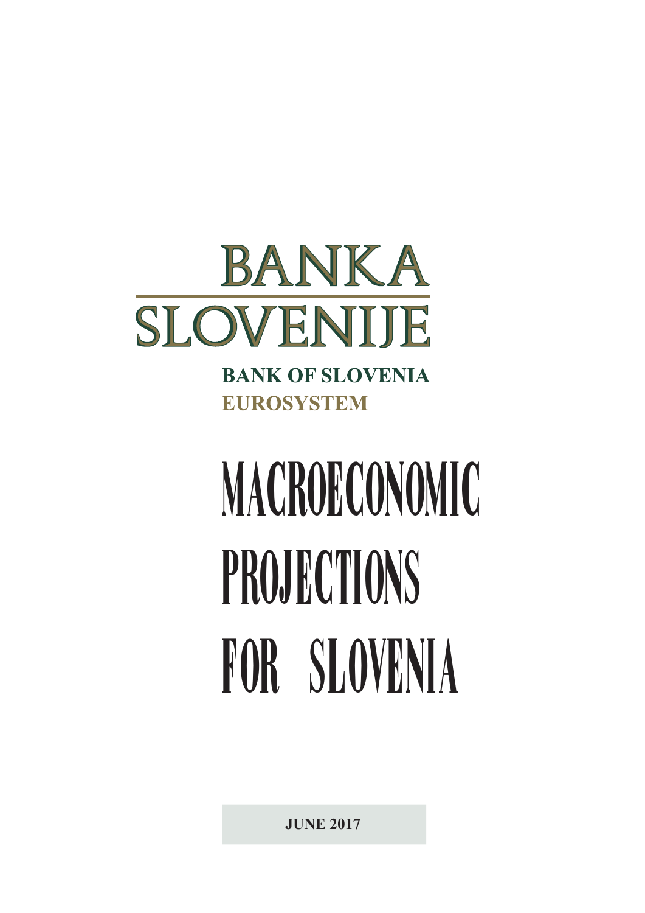BANKA SLOVENIJE

**BANK OF SLOVENIA**
**EUROSYSTEM**

# MACROECONOMIC PROJECTIONS FOR SLOVENIA

**JUNE 2017**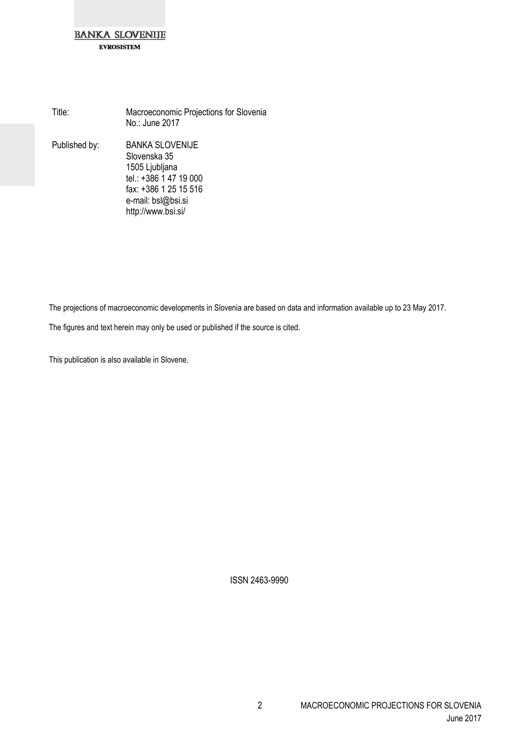BANKA SLOVENIJE
EVROSISTEM

| | |
|---|---|
| Title: | Macroeconomic Projections for Slovenia<br>No.: June 2017 |
| Published by: | BANKA SLOVENIJE<br>Slovenska 35<br>1505 Ljubljana<br>tel.: +386 1 47 19 000<br>fax: +386 1 25 15 516<br>e-mail: bsl@bsi.si<br>http://www.bsi.si/ |

The projections of macroeconomic developments in Slovenia are based on data and information available up to 23 May 2017.

The figures and text herein may only be used or published if the source is cited.

This publication is also available in Slovene.

ISSN 2463-9990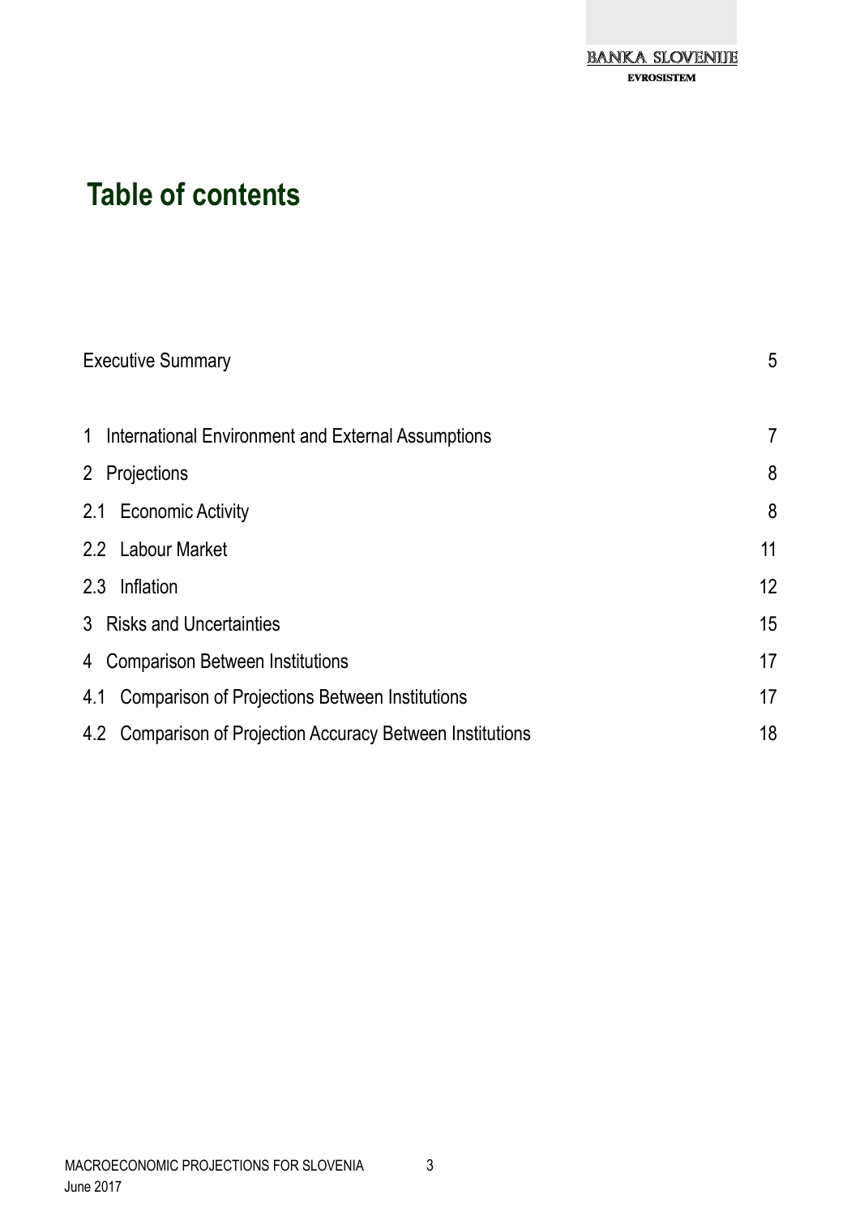# Table of contents

| | |
|---|---|
| Executive Summary | 5 |
| 1 International Environment and External Assumptions | 7 |
| 2 Projections | 8 |
| 2.1 Economic Activity | 8 |
| 2.2 Labour Market | 11 |
| 2.3 Inflation | 12 |
| 3 Risks and Uncertainties | 15 |
| 4 Comparison Between Institutions | 17 |
| 4.1 Comparison of Projections Between Institutions | 17 |
| 4.2 Comparison of Projection Accuracy Between Institutions | 18 |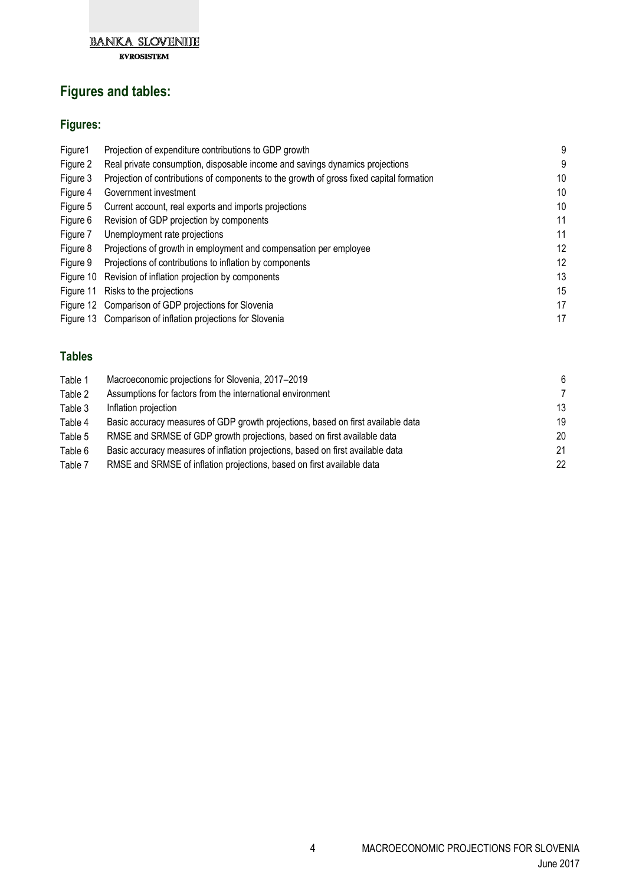## Figures and tables:

### Figures:

| | | |
|---|---|---|
| Figure1 | Projection of expenditure contributions to GDP growth | 9 |
| Figure 2 | Real private consumption, disposable income and savings dynamics projections | 9 |
| Figure 3 | Projection of contributions of components to the growth of gross fixed capital formation | 10 |
| Figure 4 | Government investment | 10 |
| Figure 5 | Current account, real exports and imports projections | 10 |
| Figure 6 | Revision of GDP projection by components | 11 |
| Figure 7 | Unemployment rate projections | 11 |
| Figure 8 | Projections of growth in employment and compensation per employee | 12 |
| Figure 9 | Projections of contributions to inflation by components | 12 |
| Figure 10 | Revision of inflation projection by components | 13 |
| Figure 11 | Risks to the projections | 15 |
| Figure 12 | Comparison of GDP projections for Slovenia | 17 |
| Figure 13 | Comparison of inflation projections for Slovenia | 17 |

### Tables

| | | |
|---|---|---|
| Table 1 | Macroeconomic projections for Slovenia, 2017–2019 | 6 |
| Table 2 | Assumptions for factors from the international environment | 7 |
| Table 3 | Inflation projection | 13 |
| Table 4 | Basic accuracy measures of GDP growth projections, based on first available data | 19 |
| Table 5 | RMSE and SRMSE of GDP growth projections, based on first available data | 20 |
| Table 6 | Basic accuracy measures of inflation projections, based on first available data | 21 |
| Table 7 | RMSE and SRMSE of inflation projections, based on first available data | 22 |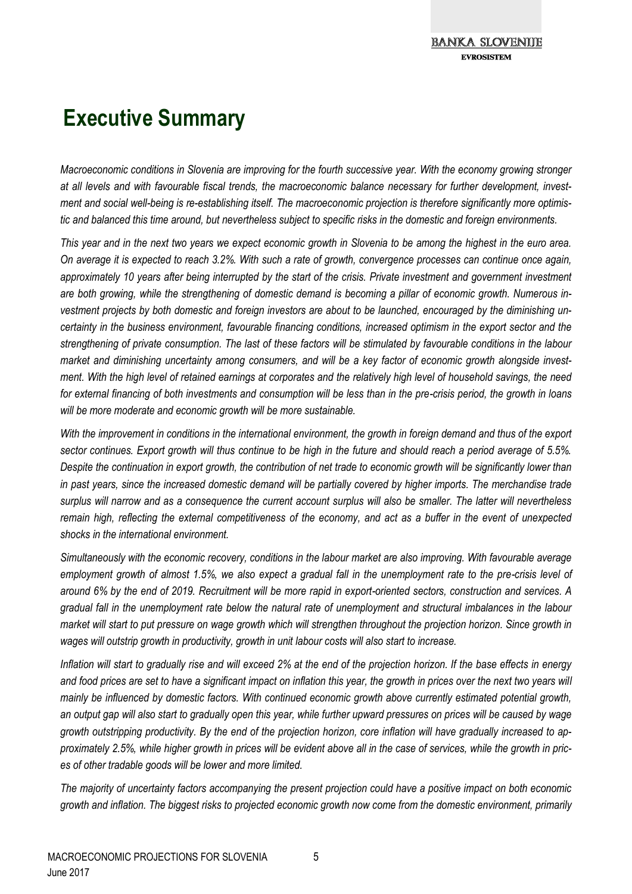# Executive Summary

*Macroeconomic conditions in Slovenia are improving for the fourth successive year. With the economy growing stronger at all levels and with favourable fiscal trends, the macroeconomic balance necessary for further development, investment and social well-being is re-establishing itself. The macroeconomic projection is therefore significantly more optimistic and balanced this time around, but nevertheless subject to specific risks in the domestic and foreign environments.*

*This year and in the next two years we expect economic growth in Slovenia to be among the highest in the euro area. On average it is expected to reach 3.2%. With such a rate of growth, convergence processes can continue once again, approximately 10 years after being interrupted by the start of the crisis. Private investment and government investment are both growing, while the strengthening of domestic demand is becoming a pillar of economic growth. Numerous investment projects by both domestic and foreign investors are about to be launched, encouraged by the diminishing uncertainty in the business environment, favourable financing conditions, increased optimism in the export sector and the strengthening of private consumption. The last of these factors will be stimulated by favourable conditions in the labour market and diminishing uncertainty among consumers, and will be a key factor of economic growth alongside investment. With the high level of retained earnings at corporates and the relatively high level of household savings, the need for external financing of both investments and consumption will be less than in the pre-crisis period, the growth in loans will be more moderate and economic growth will be more sustainable.*

*With the improvement in conditions in the international environment, the growth in foreign demand and thus of the export sector continues. Export growth will thus continue to be high in the future and should reach a period average of 5.5%. Despite the continuation in export growth, the contribution of net trade to economic growth will be significantly lower than in past years, since the increased domestic demand will be partially covered by higher imports. The merchandise trade surplus will narrow and as a consequence the current account surplus will also be smaller. The latter will nevertheless remain high, reflecting the external competitiveness of the economy, and act as a buffer in the event of unexpected shocks in the international environment.*

*Simultaneously with the economic recovery, conditions in the labour market are also improving. With favourable average employment growth of almost 1.5%, we also expect a gradual fall in the unemployment rate to the pre-crisis level of around 6% by the end of 2019. Recruitment will be more rapid in export-oriented sectors, construction and services. A gradual fall in the unemployment rate below the natural rate of unemployment and structural imbalances in the labour market will start to put pressure on wage growth which will strengthen throughout the projection horizon. Since growth in wages will outstrip growth in productivity, growth in unit labour costs will also start to increase.*

*Inflation will start to gradually rise and will exceed 2% at the end of the projection horizon. If the base effects in energy and food prices are set to have a significant impact on inflation this year, the growth in prices over the next two years will mainly be influenced by domestic factors. With continued economic growth above currently estimated potential growth, an output gap will also start to gradually open this year, while further upward pressures on prices will be caused by wage growth outstripping productivity. By the end of the projection horizon, core inflation will have gradually increased to approximately 2.5%, while higher growth in prices will be evident above all in the case of services, while the growth in prices of other tradable goods will be lower and more limited.*

*The majority of uncertainty factors accompanying the present projection could have a positive impact on both economic growth and inflation. The biggest risks to projected economic growth now come from the domestic environment, primarily*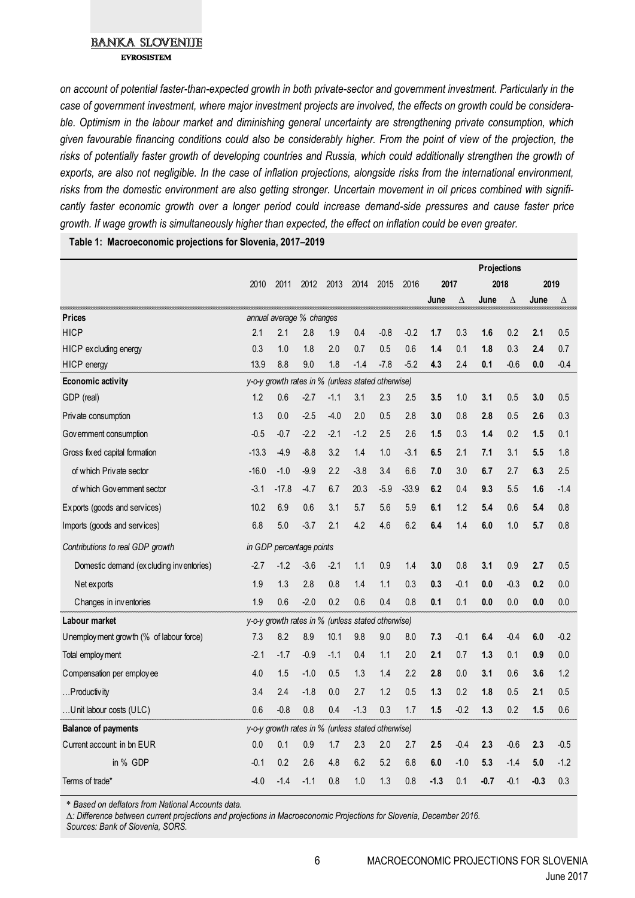*on account of potential faster-than-expected growth in both private-sector and government investment. Particularly in the case of government investment, where major investment projects are involved, the effects on growth could be considerable. Optimism in the labour market and diminishing general uncertainty are strengthening private consumption, which given favourable financing conditions could also be considerably higher. From the point of view of the projection, the risks of potentially faster growth of developing countries and Russia, which could additionally strengthen the growth of exports, are also not negligible. In the case of inflation projections, alongside risks from the international environment, risks from the domestic environment are also getting stronger. Uncertain movement in oil prices combined with significantly faster economic growth over a longer period could increase demand-side pressures and cause faster price growth. If wage growth is simultaneously higher than expected, the effect on inflation could be even greater.*

**Table 1: Macroeconomic projections for Slovenia, 2017–2019**

| | 2010 | 2011 | 2012 | 2013 | 2014 | 2015 | 2016 | Projections 2017 | | 2018 | | 2019 | |
|---|---|---|---|---|---|---|---|---|---|---|---|---|---|
| | | | | | | | | June | Δ | June | Δ | June | Δ |
| **Prices** | *annual average % changes* | | | | | | | | | | | | |
| HICP | 2.1 | 2.1 | 2.8 | 1.9 | 0.4 | -0.8 | -0.2 | **1.7** | 0.3 | **1.6** | 0.2 | **2.1** | 0.5 |
| HICP excluding energy | 0.3 | 1.0 | 1.8 | 2.0 | 0.7 | 0.5 | 0.6 | **1.4** | 0.1 | **1.8** | 0.3 | **2.4** | 0.7 |
| HICP energy | 13.9 | 8.8 | 9.0 | 1.8 | -1.4 | -7.8 | -5.2 | **4.3** | 2.4 | **0.1** | -0.6 | **0.0** | -0.4 |
| **Economic activity** | *y-o-y growth rates in % (unless stated otherwise)* | | | | | | | | | | | | |
| GDP (real) | 1.2 | 0.6 | -2.7 | -1.1 | 3.1 | 2.3 | 2.5 | **3.5** | 1.0 | **3.1** | 0.5 | **3.0** | 0.5 |
| Private consumption | 1.3 | 0.0 | -2.5 | -4.0 | 2.0 | 0.5 | 2.8 | **3.0** | 0.8 | **2.8** | 0.5 | **2.6** | 0.3 |
| Government consumption | -0.5 | -0.7 | -2.2 | -2.1 | -1.2 | 2.5 | 2.6 | **1.5** | 0.3 | **1.4** | 0.2 | **1.5** | 0.1 |
| Gross fixed capital formation | -13.3 | -4.9 | -8.8 | 3.2 | 1.4 | 1.0 | -3.1 | **6.5** | 2.1 | **7.1** | 3.1 | **5.5** | 1.8 |
| of which Private sector | -16.0 | -1.0 | -9.9 | 2.2 | -3.8 | 3.4 | 6.6 | **7.0** | 3.0 | **6.7** | 2.7 | **6.3** | 2.5 |
| of which Government sector | -3.1 | -17.8 | -4.7 | 6.7 | 20.3 | -5.9 | -33.9 | **6.2** | 0.4 | **9.3** | 5.5 | **1.6** | -1.4 |
| Exports (goods and services) | 10.2 | 6.9 | 0.6 | 3.1 | 5.7 | 5.6 | 5.9 | **6.1** | 1.2 | **5.4** | 0.6 | **5.4** | 0.8 |
| Imports (goods and services) | 6.8 | 5.0 | -3.7 | 2.1 | 4.2 | 4.6 | 6.2 | **6.4** | 1.4 | **6.0** | 1.0 | **5.7** | 0.8 |
| *Contributions to real GDP growth* | *in GDP percentage points* | | | | | | | | | | | | |
| Domestic demand (excluding inventories) | -2.7 | -1.2 | -3.6 | -2.1 | 1.1 | 0.9 | 1.4 | **3.0** | 0.8 | **3.1** | 0.9 | **2.7** | 0.5 |
| Net exports | 1.9 | 1.3 | 2.8 | 0.8 | 1.4 | 1.1 | 0.3 | **0.3** | -0.1 | **0.0** | -0.3 | **0.2** | 0.0 |
| Changes in inventories | 1.9 | 0.6 | -2.0 | 0.2 | 0.6 | 0.4 | 0.8 | **0.1** | 0.1 | **0.0** | 0.0 | **0.0** | 0.0 |
| **Labour market** | *y-o-y growth rates in % (unless stated otherwise)* | | | | | | | | | | | | |
| Unemployment growth (% of labour force) | 7.3 | 8.2 | 8.9 | 10.1 | 9.8 | 9.0 | 8.0 | **7.3** | -0.1 | **6.4** | -0.4 | **6.0** | -0.2 |
| Total employment | -2.1 | -1.7 | -0.9 | -1.1 | 0.4 | 1.1 | 2.0 | **2.1** | 0.7 | **1.3** | 0.1 | **0.9** | 0.0 |
| Compensation per employee | 4.0 | 1.5 | -1.0 | 0.5 | 1.3 | 1.4 | 2.2 | **2.8** | 0.0 | **3.1** | 0.6 | **3.6** | 1.2 |
| …Productivity | 3.4 | 2.4 | -1.8 | 0.0 | 2.7 | 1.2 | 0.5 | **1.3** | 0.2 | **1.8** | 0.5 | **2.1** | 0.5 |
| …Unit labour costs (ULC) | 0.6 | -0.8 | 0.8 | 0.4 | -1.3 | 0.3 | 1.7 | **1.5** | -0.2 | **1.3** | 0.2 | **1.5** | 0.6 |
| **Balance of payments** | *y-o-y growth rates in % (unless stated otherwise)* | | | | | | | | | | | | |
| Current account: in bn EUR | 0.0 | 0.1 | 0.9 | 1.7 | 2.3 | 2.0 | 2.7 | **2.5** | -0.4 | **2.3** | -0.6 | **2.3** | -0.5 |
| in % GDP | -0.1 | 0.2 | 2.6 | 4.8 | 6.2 | 5.2 | 6.8 | **6.0** | -1.0 | **5.3** | -1.4 | **5.0** | -1.2 |
| Terms of trade* | -4.0 | -1.4 | -1.1 | 0.8 | 1.0 | 1.3 | 0.8 | **-1.3** | 0.1 | **-0.7** | -0.1 | **-0.3** | 0.3 |

\* *Based on deflators from National Accounts data.*
Δ: *Difference between current projections and projections in Macroeconomic Projections for Slovenia, December 2016.*
*Sources: Bank of Slovenia, SORS.*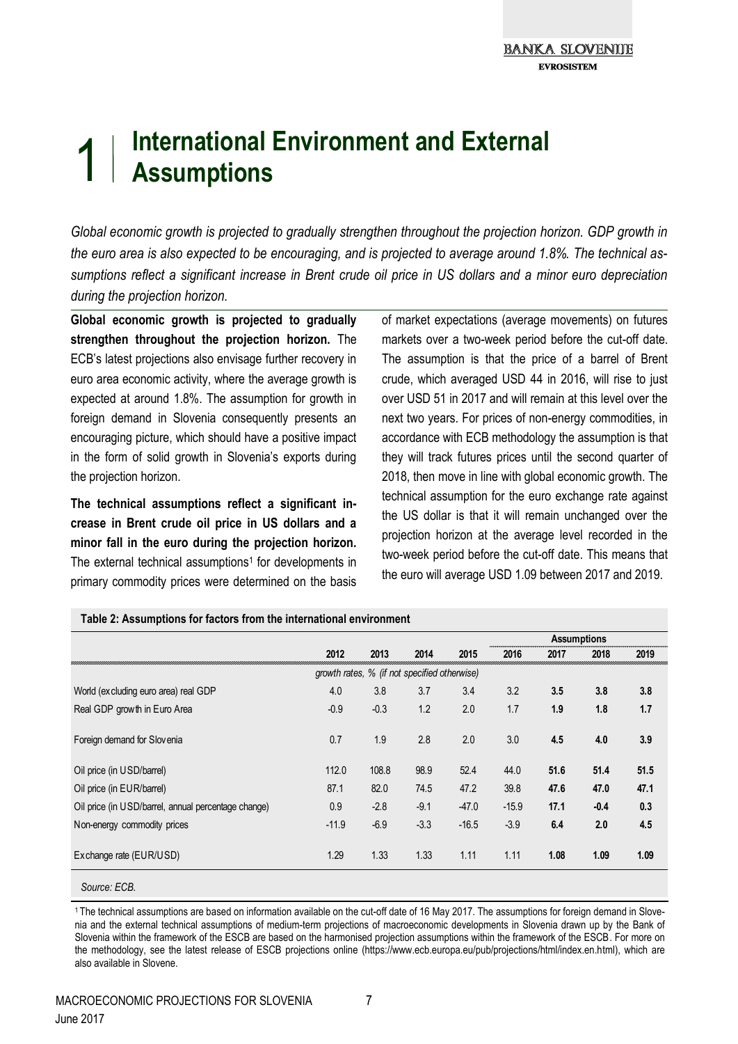// 1 | International Environment and External Assumptions

*Global economic growth is projected to gradually strengthen throughout the projection horizon. GDP growth in the euro area is also expected to be encouraging, and is projected to average around 1.8%. The technical assumptions reflect a significant increase in Brent crude oil price in US dollars and a minor euro depreciation during the projection horizon.*

**Global economic growth is projected to gradually strengthen throughout the projection horizon.** The ECB's latest projections also envisage further recovery in euro area economic activity, where the average growth is expected at around 1.8%. The assumption for growth in foreign demand in Slovenia consequently presents an encouraging picture, which should have a positive impact in the form of solid growth in Slovenia's exports during the projection horizon.

**The technical assumptions reflect a significant increase in Brent crude oil price in US dollars and a minor fall in the euro during the projection horizon.** The external technical assumptions[1] for developments in primary commodity prices were determined on the basis of market expectations (average movements) on futures markets over a two-week period before the cut-off date. The assumption is that the price of a barrel of Brent crude, which averaged USD 44 in 2016, will rise to just over USD 51 in 2017 and will remain at this level over the next two years. For prices of non-energy commodities, in accordance with ECB methodology the assumption is that they will track futures prices until the second quarter of 2018, then move in line with global economic growth. The technical assumption for the euro exchange rate against the US dollar is that it will remain unchanged over the projection horizon at the average level recorded in the two-week period before the cut-off date. This means that the euro will average USD 1.09 between 2017 and 2019.

**Table 2: Assumptions for factors from the international environment**

| | 2012 | 2013 | 2014 | 2015 | 2016 | 2017 | 2018 | 2019 |
|---|---|---|---|---|---|---|---|---|
| | | | | | Assumptions | | | |
| | *growth rates, % (if not specified otherwise)* | | | | | | | |
| World (excluding euro area) real GDP | 4.0 | 3.8 | 3.7 | 3.4 | 3.2 | **3.5** | **3.8** | **3.8** |
| Real GDP growth in Euro Area | -0.9 | -0.3 | 1.2 | 2.0 | 1.7 | **1.9** | **1.8** | **1.7** |
| Foreign demand for Slovenia | 0.7 | 1.9 | 2.8 | 2.0 | 3.0 | **4.5** | **4.0** | **3.9** |
| Oil price (in USD/barrel) | 112.0 | 108.8 | 98.9 | 52.4 | 44.0 | **51.6** | **51.4** | **51.5** |
| Oil price (in EUR/barrel) | 87.1 | 82.0 | 74.5 | 47.2 | 39.8 | **47.6** | **47.0** | **47.1** |
| Oil price (in USD/barrel, annual percentage change) | 0.9 | -2.8 | -9.1 | -47.0 | -15.9 | **17.1** | **-0.4** | **0.3** |
| Non-energy commodity prices | -11.9 | -6.9 | -3.3 | -16.5 | -3.9 | **6.4** | **2.0** | **4.5** |
| Exchange rate (EUR/USD) | 1.29 | 1.33 | 1.33 | 1.11 | 1.11 | **1.08** | **1.09** | **1.09** |

*Source: ECB.*

[1] The technical assumptions are based on information available on the cut-off date of 16 May 2017. The assumptions for foreign demand in Slovenia and the external technical assumptions of medium-term projections of macroeconomic developments in Slovenia drawn up by the Bank of Slovenia within the framework of the ESCB are based on the harmonised projection assumptions within the framework of the ESCB. For more on the methodology, see the latest release of ESCB projections online (https://www.ecb.europa.eu/pub/projections/html/index.en.html), which are also available in Slovene.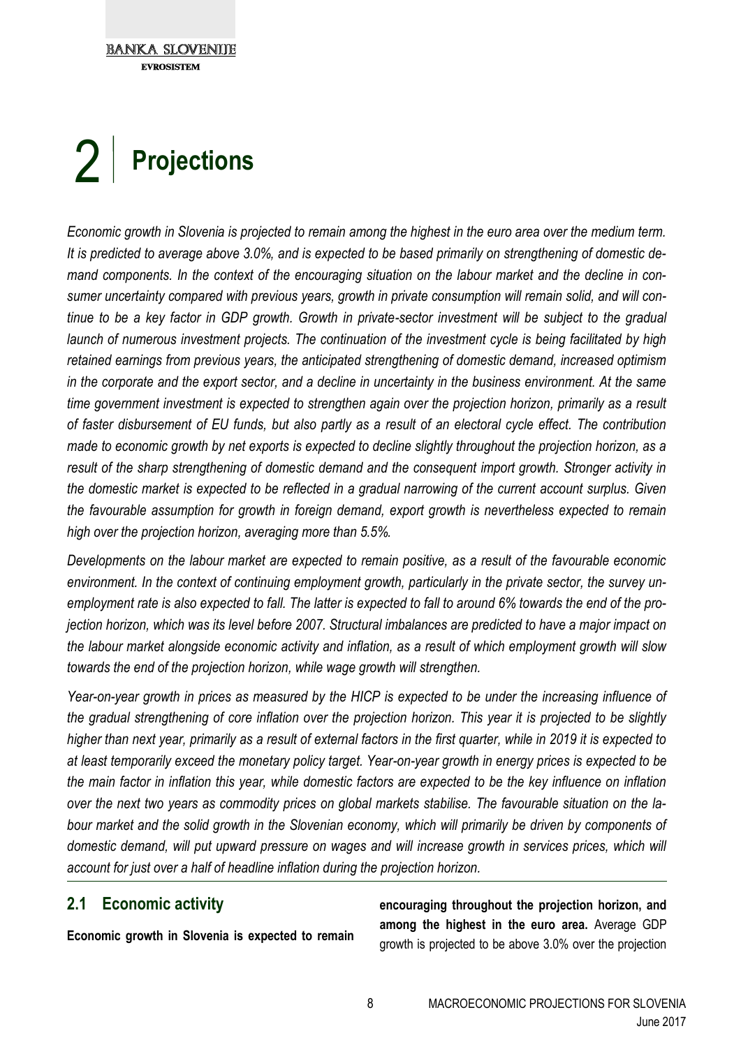# 2 Projections

*Economic growth in Slovenia is projected to remain among the highest in the euro area over the medium term. It is predicted to average above 3.0%, and is expected to be based primarily on strengthening of domestic demand components. In the context of the encouraging situation on the labour market and the decline in consumer uncertainty compared with previous years, growth in private consumption will remain solid, and will continue to be a key factor in GDP growth. Growth in private-sector investment will be subject to the gradual launch of numerous investment projects. The continuation of the investment cycle is being facilitated by high retained earnings from previous years, the anticipated strengthening of domestic demand, increased optimism in the corporate and the export sector, and a decline in uncertainty in the business environment. At the same time government investment is expected to strengthen again over the projection horizon, primarily as a result of faster disbursement of EU funds, but also partly as a result of an electoral cycle effect. The contribution made to economic growth by net exports is expected to decline slightly throughout the projection horizon, as a result of the sharp strengthening of domestic demand and the consequent import growth. Stronger activity in the domestic market is expected to be reflected in a gradual narrowing of the current account surplus. Given the favourable assumption for growth in foreign demand, export growth is nevertheless expected to remain high over the projection horizon, averaging more than 5.5%.*

*Developments on the labour market are expected to remain positive, as a result of the favourable economic environment. In the context of continuing employment growth, particularly in the private sector, the survey unemployment rate is also expected to fall. The latter is expected to fall to around 6% towards the end of the projection horizon, which was its level before 2007. Structural imbalances are predicted to have a major impact on the labour market alongside economic activity and inflation, as a result of which employment growth will slow towards the end of the projection horizon, while wage growth will strengthen.*

*Year-on-year growth in prices as measured by the HICP is expected to be under the increasing influence of the gradual strengthening of core inflation over the projection horizon. This year it is projected to be slightly higher than next year, primarily as a result of external factors in the first quarter, while in 2019 it is expected to at least temporarily exceed the monetary policy target. Year-on-year growth in energy prices is expected to be the main factor in inflation this year, while domestic factors are expected to be the key influence on inflation over the next two years as commodity prices on global markets stabilise. The favourable situation on the labour market and the solid growth in the Slovenian economy, which will primarily be driven by components of domestic demand, will put upward pressure on wages and will increase growth in services prices, which will account for just over a half of headline inflation during the projection horizon.*

## 2.1 Economic activity

**Economic growth in Slovenia is expected to remain encouraging throughout the projection horizon, and among the highest in the euro area.** Average GDP growth is projected to be above 3.0% over the projection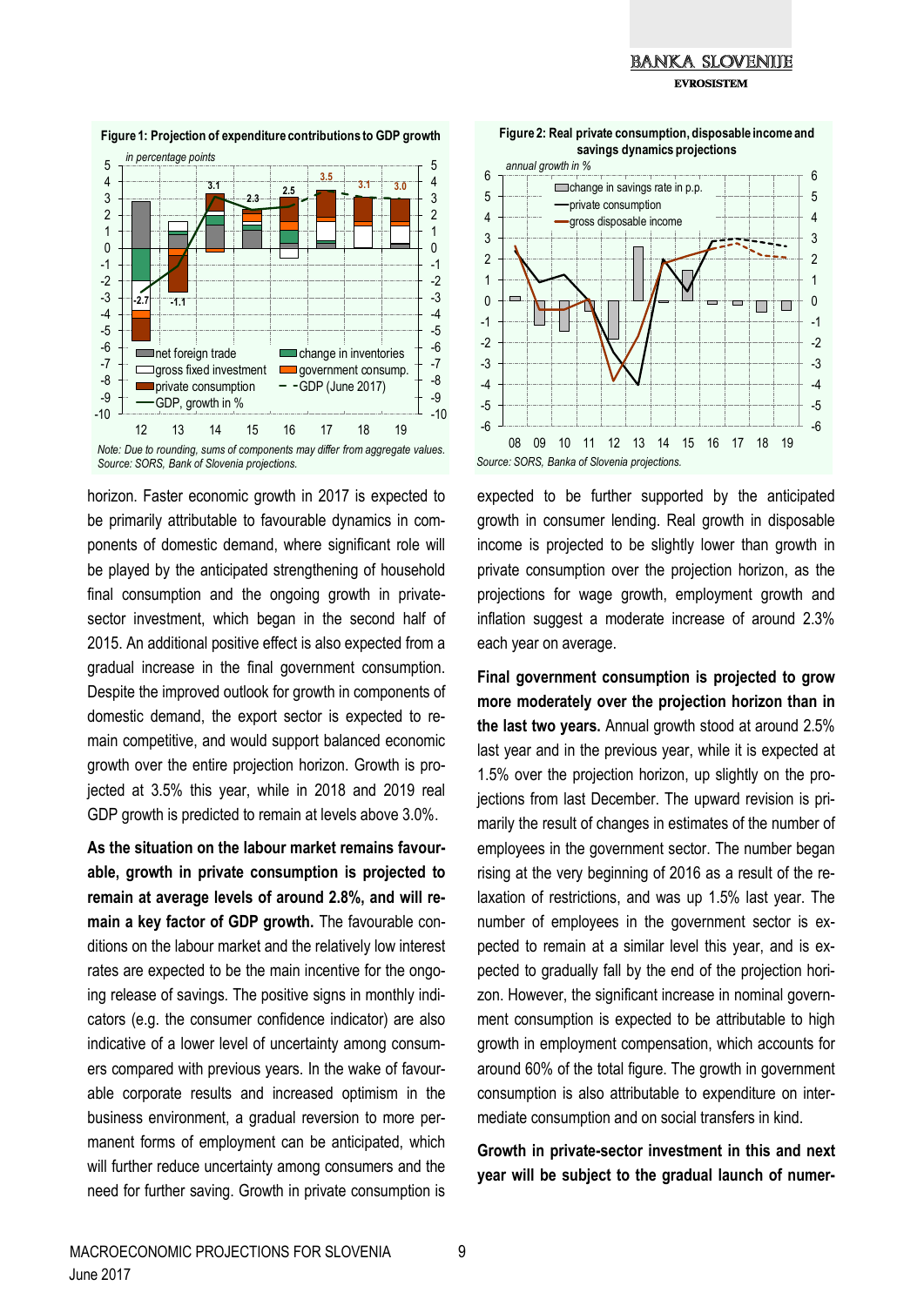**Figure 1: Projection of expenditure contributions to GDP growth**

*in percentage points*

*Note: Due to rounding, sums of components may differ from aggregate values.*
*Source: SORS, Bank of Slovenia projections.*

**Figure 2: Real private consumption, disposable income and savings dynamics projections**

*annual growth in %*

*Source: SORS, Banka of Slovenia projections.*

horizon. Faster economic growth in 2017 is expected to be primarily attributable to favourable dynamics in components of domestic demand, where significant role will be played by the anticipated strengthening of household final consumption and the ongoing growth in private-sector investment, which began in the second half of 2015. An additional positive effect is also expected from a gradual increase in the final government consumption. Despite the improved outlook for growth in components of domestic demand, the export sector is expected to remain competitive, and would support balanced economic growth over the entire projection horizon. Growth is projected at 3.5% this year, while in 2018 and 2019 real GDP growth is predicted to remain at levels above 3.0%.

**As the situation on the labour market remains favourable, growth in private consumption is projected to remain at average levels of around 2.8%, and will remain a key factor of GDP growth.** The favourable conditions on the labour market and the relatively low interest rates are expected to be the main incentive for the ongoing release of savings. The positive signs in monthly indicators (e.g. the consumer confidence indicator) are also indicative of a lower level of uncertainty among consumers compared with previous years. In the wake of favourable corporate results and increased optimism in the business environment, a gradual reversion to more permanent forms of employment can be anticipated, which will further reduce uncertainty among consumers and the need for further saving. Growth in private consumption is expected to be further supported by the anticipated growth in consumer lending. Real growth in disposable income is projected to be slightly lower than growth in private consumption over the projection horizon, as the projections for wage growth, employment growth and inflation suggest a moderate increase of around 2.3% each year on average.

**Final government consumption is projected to grow more moderately over the projection horizon than in the last two years.** Annual growth stood at around 2.5% last year and in the previous year, while it is expected at 1.5% over the projection horizon, up slightly on the projections from last December. The upward revision is primarily the result of changes in estimates of the number of employees in the government sector. The number began rising at the very beginning of 2016 as a result of the relaxation of restrictions, and was up 1.5% last year. The number of employees in the government sector is expected to remain at a similar level this year, and is expected to gradually fall by the end of the projection horizon. However, the significant increase in nominal government consumption is expected to be attributable to high growth in employment compensation, which accounts for around 60% of the total figure. The growth in government consumption is also attributable to expenditure on intermediate consumption and on social transfers in kind.

**Growth in private-sector investment in this and next year will be subject to the gradual launch of numer-**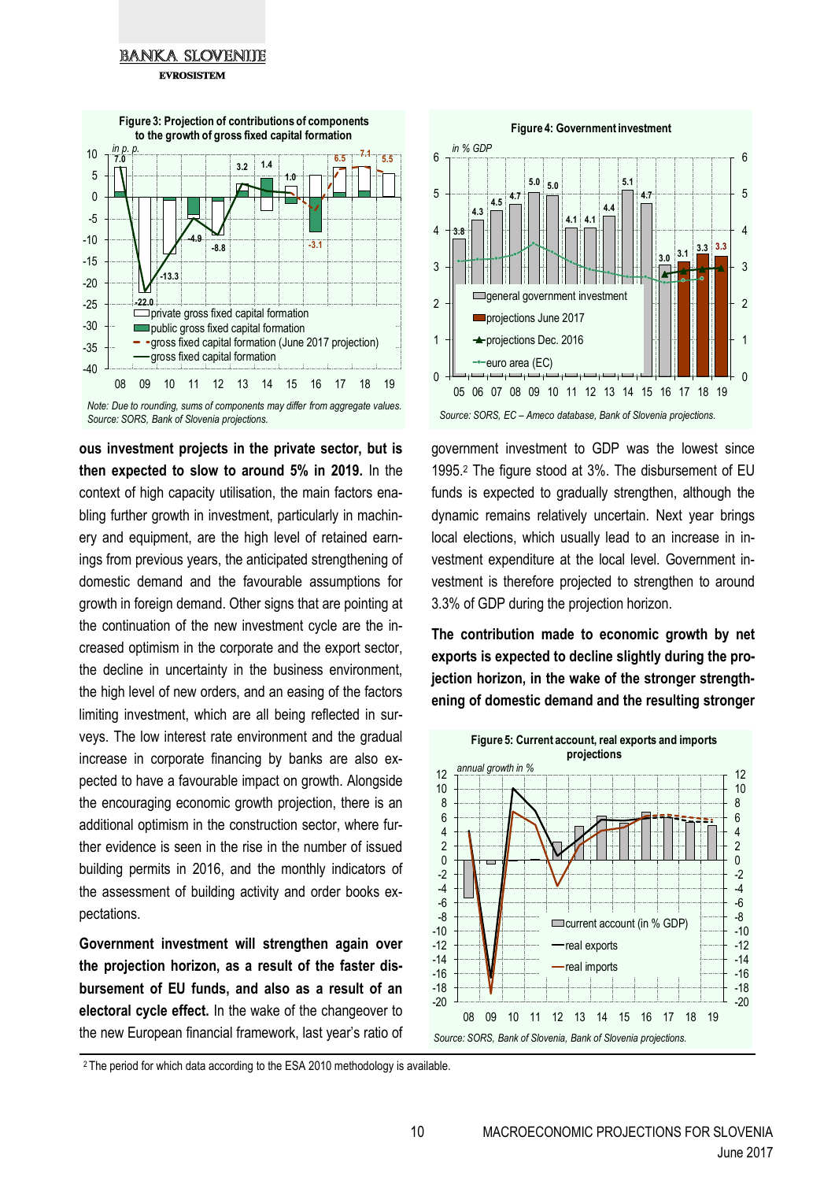**Figure 3: Projection of contributions of components to the growth of gross fixed capital formation**

*Note: Due to rounding, sums of components may differ from aggregate values.*
*Source: SORS, Bank of Slovenia projections.*

**Figure 4: Government investment**

*Source: SORS, EC – Ameco database, Bank of Slovenia projections.*

**ous investment projects in the private sector, but is then expected to slow to around 5% in 2019.** In the context of high capacity utilisation, the main factors enabling further growth in investment, particularly in machinery and equipment, are the high level of retained earnings from previous years, the anticipated strengthening of domestic demand and the favourable assumptions for growth in foreign demand. Other signs that are pointing at the continuation of the new investment cycle are the increased optimism in the corporate and the export sector, the decline in uncertainty in the business environment, the high level of new orders, and an easing of the factors limiting investment, which are all being reflected in surveys. The low interest rate environment and the gradual increase in corporate financing by banks are also expected to have a favourable impact on growth. Alongside the encouraging economic growth projection, there is an additional optimism in the construction sector, where further evidence is seen in the rise in the number of issued building permits in 2016, and the monthly indicators of the assessment of building activity and order books expectations.

**Government investment will strengthen again over the projection horizon, as a result of the faster disbursement of EU funds, and also as a result of an electoral cycle effect.** In the wake of the changeover to the new European financial framework, last year's ratio of government investment to GDP was the lowest since 1995.[2] The figure stood at 3%. The disbursement of EU funds is expected to gradually strengthen, although the dynamic remains relatively uncertain. Next year brings local elections, which usually lead to an increase in investment expenditure at the local level. Government investment is therefore projected to strengthen to around 3.3% of GDP during the projection horizon.

**The contribution made to economic growth by net exports is expected to decline slightly during the projection horizon, in the wake of the stronger strengthening of domestic demand and the resulting stronger**

**Figure 5: Current account, real exports and imports projections**

*Source: SORS, Bank of Slovenia, Bank of Slovenia projections.*

[2] The period for which data according to the ESA 2010 methodology is available.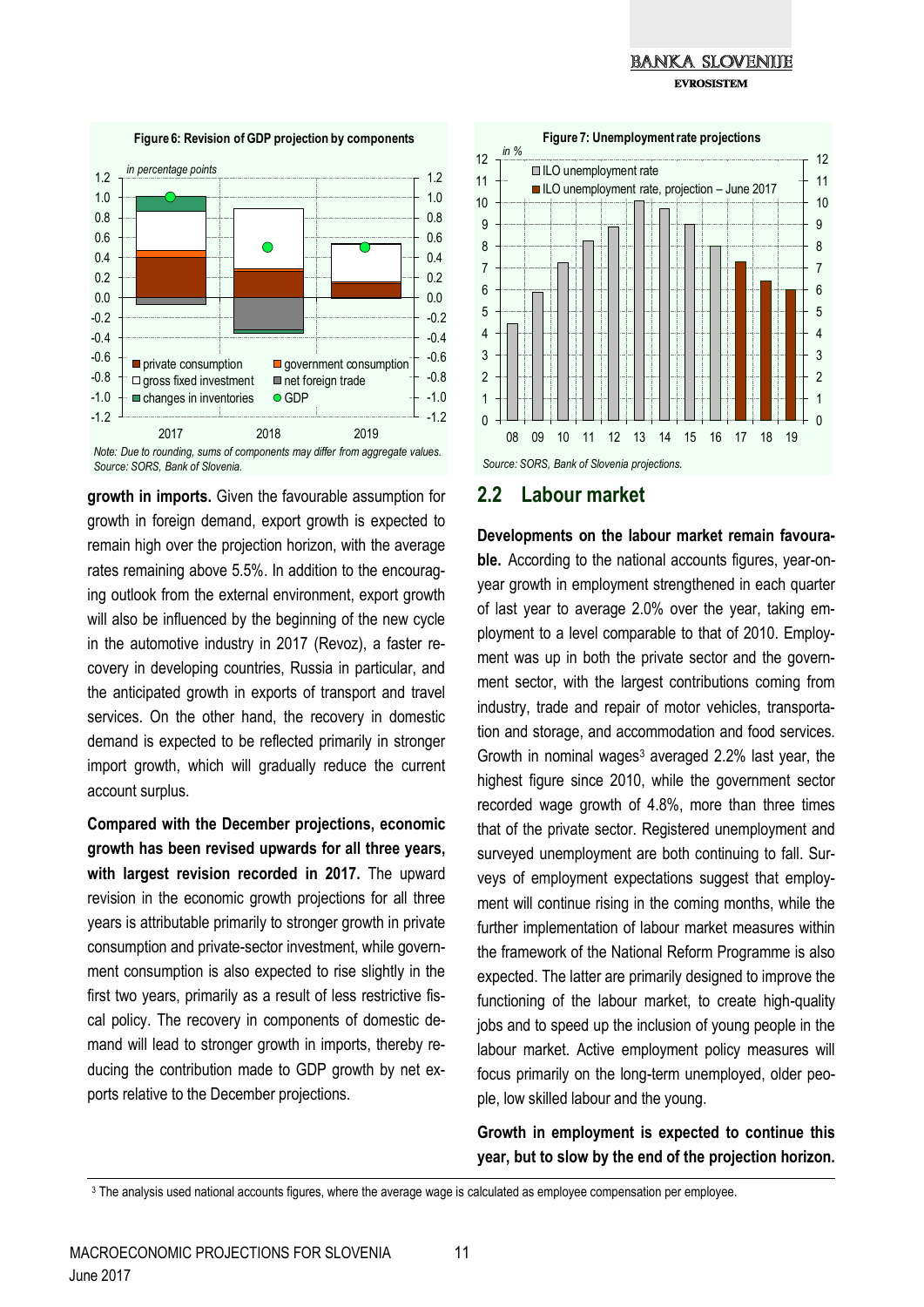**Figure 6: Revision of GDP projection by components**

*Note: Due to rounding, sums of components may differ from aggregate values.*
*Source: SORS, Bank of Slovenia.*

**Figure 7: Unemployment rate projections**

*Source: SORS, Bank of Slovenia projections.*

**growth in imports.** Given the favourable assumption for growth in foreign demand, export growth is expected to remain high over the projection horizon, with the average rates remaining above 5.5%. In addition to the encouraging outlook from the external environment, export growth will also be influenced by the beginning of the new cycle in the automotive industry in 2017 (Revoz), a faster recovery in developing countries, Russia in particular, and the anticipated growth in exports of transport and travel services. On the other hand, the recovery in domestic demand is expected to be reflected primarily in stronger import growth, which will gradually reduce the current account surplus.

**Compared with the December projections, economic growth has been revised upwards for all three years, with largest revision recorded in 2017.** The upward revision in the economic growth projections for all three years is attributable primarily to stronger growth in private consumption and private-sector investment, while government consumption is also expected to rise slightly in the first two years, primarily as a result of less restrictive fiscal policy. The recovery in components of domestic demand will lead to stronger growth in imports, thereby reducing the contribution made to GDP growth by net exports relative to the December projections.

## 2.2 Labour market

**Developments on the labour market remain favourable.** According to the national accounts figures, year-on-year growth in employment strengthened in each quarter of last year to average 2.0% over the year, taking employment to a level comparable to that of 2010. Employment was up in both the private sector and the government sector, with the largest contributions coming from industry, trade and repair of motor vehicles, transportation and storage, and accommodation and food services. Growth in nominal wages[3] averaged 2.2% last year, the highest figure since 2010, while the government sector recorded wage growth of 4.8%, more than three times that of the private sector. Registered unemployment and surveyed unemployment are both continuing to fall. Surveys of employment expectations suggest that employment will continue rising in the coming months, while the further implementation of labour market measures within the framework of the National Reform Programme is also expected. The latter are primarily designed to improve the functioning of the labour market, to create high-quality jobs and to speed up the inclusion of young people in the labour market. Active employment policy measures will focus primarily on the long-term unemployed, older people, low skilled labour and the young.

**Growth in employment is expected to continue this year, but to slow by the end of the projection horizon.**

[3] The analysis used national accounts figures, where the average wage is calculated as employee compensation per employee.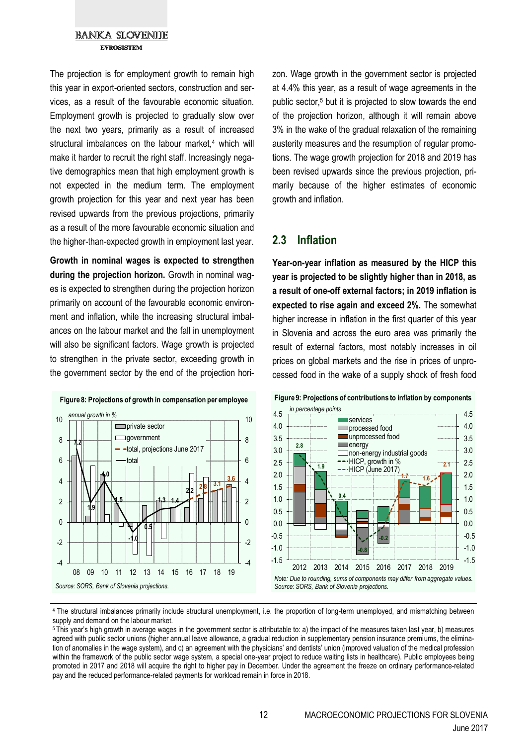The projection is for employment growth to remain high this year in export-oriented sectors, construction and services, as a result of the favourable economic situation. Employment growth is projected to gradually slow over the next two years, primarily as a result of increased structural imbalances on the labour market,[4] which will make it harder to recruit the right staff. Increasingly negative demographics mean that high employment growth is not expected in the medium term. The employment growth projection for this year and next year has been revised upwards from the previous projections, primarily as a result of the more favourable economic situation and the higher-than-expected growth in employment last year.

**Growth in nominal wages is expected to strengthen during the projection horizon.** Growth in nominal wages is expected to strengthen during the projection horizon primarily on account of the favourable economic environment and inflation, while the increasing structural imbalances on the labour market and the fall in unemployment will also be significant factors. Wage growth is projected to strengthen in the private sector, exceeding growth in the government sector by the end of the projection horizon. Wage growth in the government sector is projected at 4.4% this year, as a result of wage agreements in the public sector,[5] but it is projected to slow towards the end of the projection horizon, although it will remain above 3% in the wake of the gradual relaxation of the remaining austerity measures and the resumption of regular promotions. The wage growth projection for 2018 and 2019 has been revised upwards since the previous projection, primarily because of the higher estimates of economic growth and inflation.

## 2.3 Inflation

**Year-on-year inflation as measured by the HICP this year is projected to be slightly higher than in 2018, as a result of one-off external factors; in 2019 inflation is expected to rise again and exceed 2%.** The somewhat higher increase in inflation in the first quarter of this year in Slovenia and across the euro area was primarily the result of external factors, most notably increases in oil prices on global markets and the rise in prices of unprocessed food in the wake of a supply shock of fresh food

**Figure 8: Projections of growth in compensation per employee**

Source: SORS, Bank of Slovenia projections.

**Figure 9: Projections of contributions to inflation by components**

Note: Due to rounding, sums of components may differ from aggregate values.
Source: SORS, Bank of Slovenia projections.

---

[4] The structural imbalances primarily include structural unemployment, i.e. the proportion of long-term unemployed, and mismatching between supply and demand on the labour market.

[5] This year's high growth in average wages in the government sector is attributable to: a) the impact of the measures taken last year, b) measures agreed with public sector unions (higher annual leave allowance, a gradual reduction in supplementary pension insurance premiums, the elimination of anomalies in the wage system), and c) an agreement with the physicians' and dentists' union (improved valuation of the medical profession within the framework of the public sector wage system, a special one-year project to reduce waiting lists in healthcare). Public employees being promoted in 2017 and 2018 will acquire the right to higher pay in December. Under the agreement the freeze on ordinary performance-related pay and the reduced performance-related payments for workload remain in force in 2018.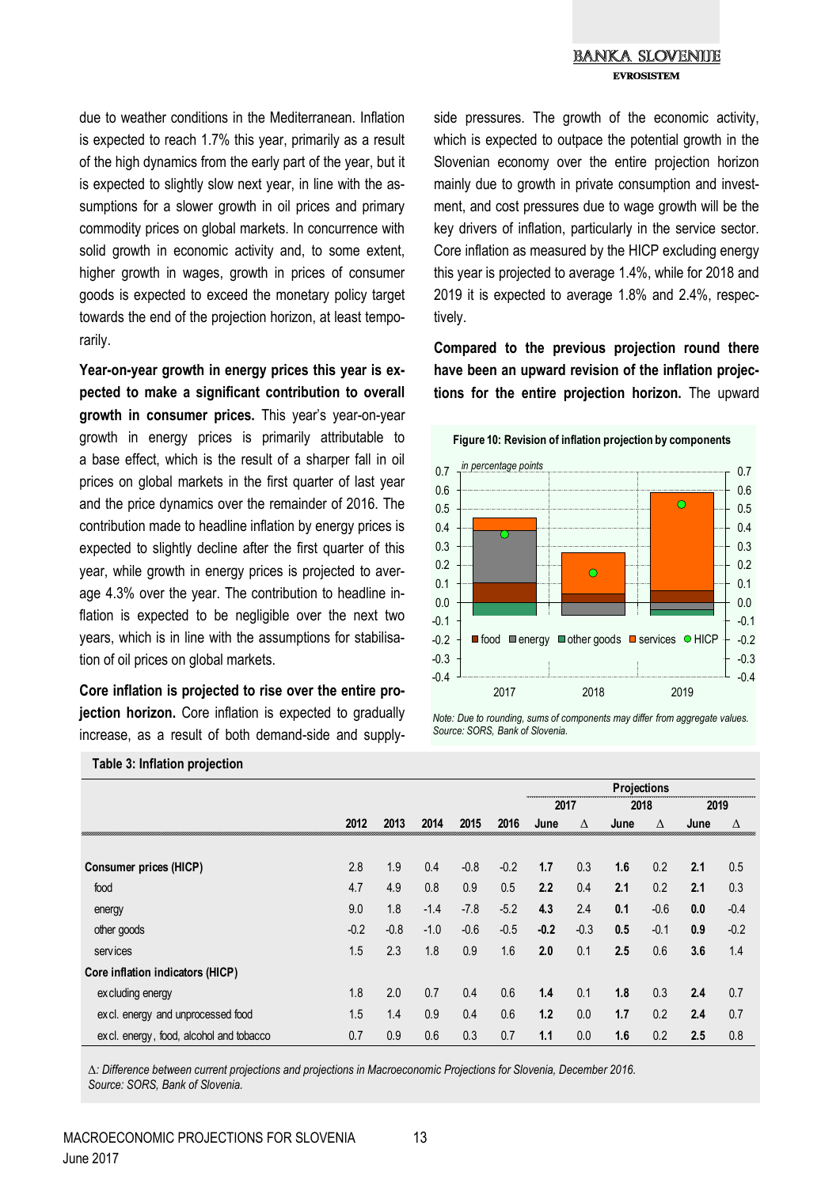due to weather conditions in the Mediterranean. Inflation is expected to reach 1.7% this year, primarily as a result of the high dynamics from the early part of the year, but it is expected to slightly slow next year, in line with the assumptions for a slower growth in oil prices and primary commodity prices on global markets. In concurrence with solid growth in economic activity and, to some extent, higher growth in wages, growth in prices of consumer goods is expected to exceed the monetary policy target towards the end of the projection horizon, at least temporarily.

**Year-on-year growth in energy prices this year is expected to make a significant contribution to overall growth in consumer prices.** This year's year-on-year growth in energy prices is primarily attributable to a base effect, which is the result of a sharper fall in oil prices on global markets in the first quarter of last year and the price dynamics over the remainder of 2016. The contribution made to headline inflation by energy prices is expected to slightly decline after the first quarter of this year, while growth in energy prices is projected to average 4.3% over the year. The contribution to headline inflation is expected to be negligible over the next two years, which is in line with the assumptions for stabilisation of oil prices on global markets.

**Core inflation is projected to rise over the entire projection horizon.** Core inflation is expected to gradually increase, as a result of both demand-side and supply-side pressures. The growth of the economic activity, which is expected to outpace the potential growth in the Slovenian economy over the entire projection horizon mainly due to growth in private consumption and investment, and cost pressures due to wage growth will be the key drivers of inflation, particularly in the service sector. Core inflation as measured by the HICP excluding energy this year is projected to average 1.4%, while for 2018 and 2019 it is expected to average 1.8% and 2.4%, respectively.

**Compared to the previous projection round there have been an upward revision of the inflation projections for the entire projection horizon.** The upward

**Figure 10: Revision of inflation projection by components**

*Note: Due to rounding, sums of components may differ from aggregate values.*
*Source: SORS, Bank of Slovenia.*

**Table 3: Inflation projection**

| | 2012 | 2013 | 2014 | 2015 | 2016 | Projections 2017 June | 2017 Δ | 2018 June | 2018 Δ | 2019 June | 2019 Δ |
|---|---|---|---|---|---|---|---|---|---|---|---|
| **Consumer prices (HICP)** | 2.8 | 1.9 | 0.4 | -0.8 | -0.2 | **1.7** | 0.3 | **1.6** | 0.2 | **2.1** | 0.5 |
| food | 4.7 | 4.9 | 0.8 | 0.9 | 0.5 | **2.2** | 0.4 | **2.1** | 0.2 | **2.1** | 0.3 |
| energy | 9.0 | 1.8 | -1.4 | -7.8 | -5.2 | **4.3** | 2.4 | **0.1** | -0.6 | **0.0** | -0.4 |
| other goods | -0.2 | -0.8 | -1.0 | -0.6 | -0.5 | **-0.2** | -0.3 | **0.5** | -0.1 | **0.9** | -0.2 |
| services | 1.5 | 2.3 | 1.8 | 0.9 | 1.6 | **2.0** | 0.1 | **2.5** | 0.6 | **3.6** | 1.4 |
| **Core inflation indicators (HICP)** | | | | | | | | | | | |
| excluding energy | 1.8 | 2.0 | 0.7 | 0.4 | 0.6 | **1.4** | 0.1 | **1.8** | 0.3 | **2.4** | 0.7 |
| excl. energy and unprocessed food | 1.5 | 1.4 | 0.9 | 0.4 | 0.6 | **1.2** | 0.0 | **1.7** | 0.2 | **2.4** | 0.7 |
| excl. energy, food, alcohol and tobacco | 0.7 | 0.9 | 0.6 | 0.3 | 0.7 | **1.1** | 0.0 | **1.6** | 0.2 | **2.5** | 0.8 |

*Δ: Difference between current projections and projections in Macroeconomic Projections for Slovenia, December 2016.*
*Source: SORS, Bank of Slovenia.*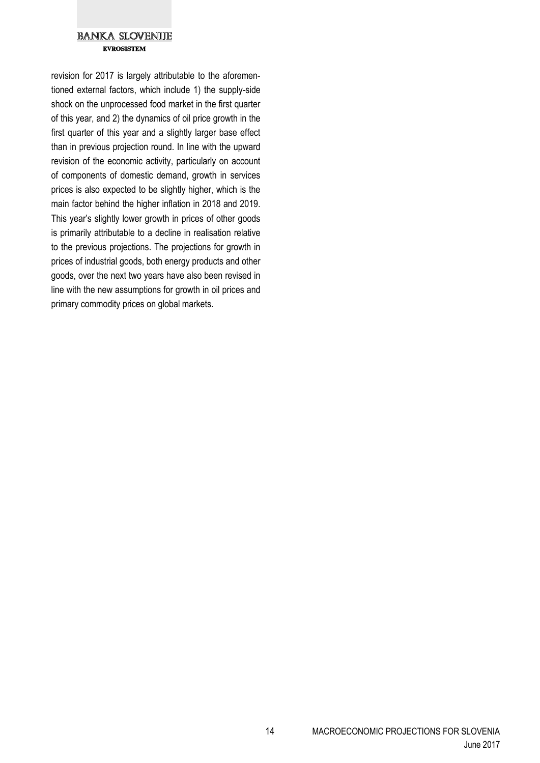revision for 2017 is largely attributable to the aforementioned external factors, which include 1) the supply-side shock on the unprocessed food market in the first quarter of this year, and 2) the dynamics of oil price growth in the first quarter of this year and a slightly larger base effect than in previous projection round. In line with the upward revision of the economic activity, particularly on account of components of domestic demand, growth in services prices is also expected to be slightly higher, which is the main factor behind the higher inflation in 2018 and 2019. This year's slightly lower growth in prices of other goods is primarily attributable to a decline in realisation relative to the previous projections. The projections for growth in prices of industrial goods, both energy products and other goods, over the next two years have also been revised in line with the new assumptions for growth in oil prices and primary commodity prices on global markets.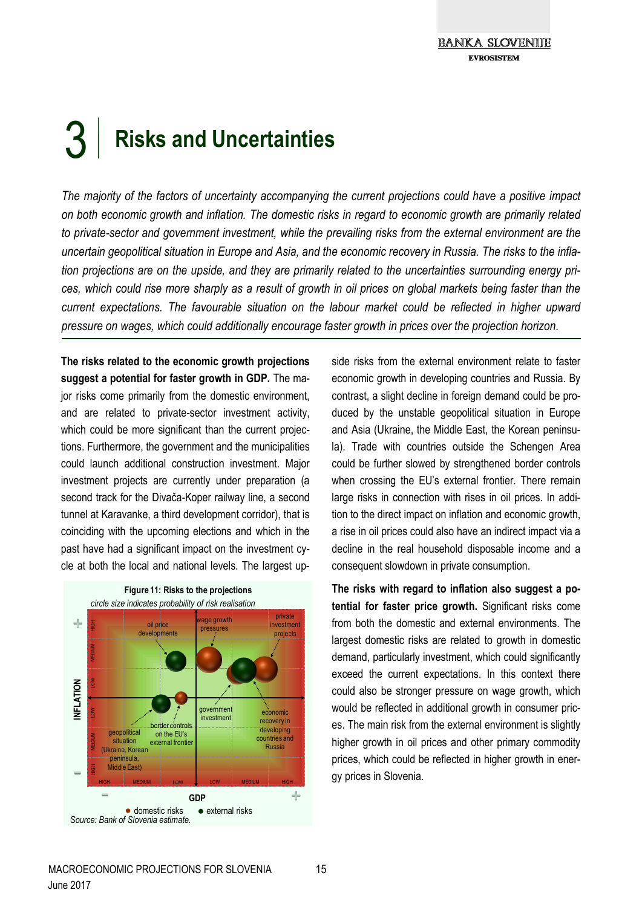# 3 Risks and Uncertainties

*The majority of the factors of uncertainty accompanying the current projections could have a positive impact on both economic growth and inflation. The domestic risks in regard to economic growth are primarily related to private-sector and government investment, while the prevailing risks from the external environment are the uncertain geopolitical situation in Europe and Asia, and the economic recovery in Russia. The risks to the inflation projections are on the upside, and they are primarily related to the uncertainties surrounding energy prices, which could rise more sharply as a result of growth in oil prices on global markets being faster than the current expectations. The favourable situation on the labour market could be reflected in higher upward pressure on wages, which could additionally encourage faster growth in prices over the projection horizon.*

**The risks related to the economic growth projections suggest a potential for faster growth in GDP.** The major risks come primarily from the domestic environment, and are related to private-sector investment activity, which could be more significant than the current projections. Furthermore, the government and the municipalities could launch additional construction investment. Major investment projects are currently under preparation (a second track for the Divača-Koper railway line, a second tunnel at Karavanke, a third development corridor), that is coinciding with the upcoming elections and which in the past have had a significant impact on the investment cycle at both the local and national levels. The largest upside risks from the external environment relate to faster economic growth in developing countries and Russia. By contrast, a slight decline in foreign demand could be produced by the unstable geopolitical situation in Europe and Asia (Ukraine, the Middle East, the Korean peninsula). Trade with countries outside the Schengen Area could be further slowed by strengthened border controls when crossing the EU's external frontier. There remain large risks in connection with rises in oil prices. In addition to the direct impact on inflation and economic growth, a rise in oil prices could also have an indirect impact via a decline in the real household disposable income and a consequent slowdown in private consumption.

**Figure 11: Risks to the projections**

*circle size indicates probability of risk realisation*

Source: Bank of Slovenia estimate.

**The risks with regard to inflation also suggest a potential for faster price growth.** Significant risks come from both the domestic and external environments. The largest domestic risks are related to growth in domestic demand, particularly investment, which could significantly exceed the current expectations. In this context there could also be stronger pressure on wage growth, which would be reflected in additional growth in consumer prices. The main risk from the external environment is slightly higher growth in oil prices and other primary commodity prices, which could be reflected in higher growth in energy prices in Slovenia.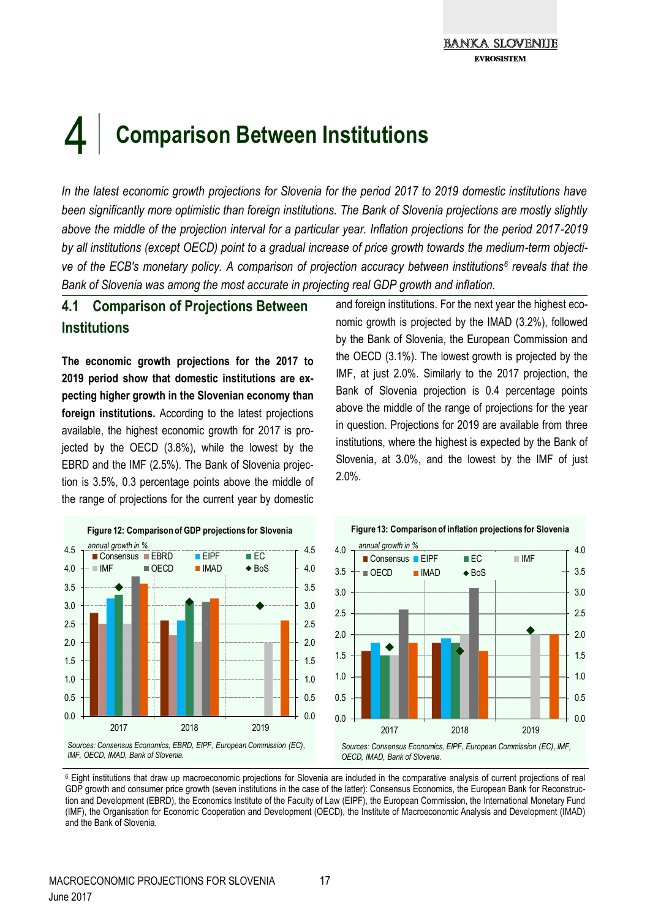# 4 Comparison Between Institutions

*In the latest economic growth projections for Slovenia for the period 2017 to 2019 domestic institutions have been significantly more optimistic than foreign institutions. The Bank of Slovenia projections are mostly slightly above the middle of the projection interval for a particular year. Inflation projections for the period 2017-2019 by all institutions (except OECD) point to a gradual increase of price growth towards the medium-term objective of the ECB's monetary policy. A comparison of projection accuracy between institutions[6] reveals that the Bank of Slovenia was among the most accurate in projecting real GDP growth and inflation.*

## 4.1 Comparison of Projections Between Institutions

**The economic growth projections for the 2017 to 2019 period show that domestic institutions are expecting higher growth in the Slovenian economy than foreign institutions.** According to the latest projections available, the highest economic growth for 2017 is projected by the OECD (3.8%), while the lowest by the EBRD and the IMF (2.5%). The Bank of Slovenia projection is 3.5%, 0.3 percentage points above the middle of the range of projections for the current year by domestic and foreign institutions. For the next year the highest economic growth is projected by the IMAD (3.2%), followed by the Bank of Slovenia, the European Commission and the OECD (3.1%). The lowest growth is projected by the IMF, at just 2.0%. Similarly to the 2017 projection, the Bank of Slovenia projection is 0.4 percentage points above the middle of the range of projections for the year in question. Projections for 2019 are available from three institutions, where the highest is expected by the Bank of Slovenia, at 3.0%, and the lowest by the IMF of just 2.0%.

**Figure 12: Comparison of GDP projections for Slovenia**

*annual growth in %*

*Sources: Consensus Economics, EBRD, EIPF, European Commission (EC), IMF, OECD, IMAD, Bank of Slovenia.*

**Figure 13: Comparison of inflation projections for Slovenia**

*annual growth in %*

*Sources: Consensus Economics, EIPF, European Commission (EC), IMF, OECD, IMAD, Bank of Slovenia.*

---

[6] Eight institutions that draw up macroeconomic projections for Slovenia are included in the comparative analysis of current projections of real GDP growth and consumer price growth (seven institutions in the case of the latter): Consensus Economics, the European Bank for Reconstruction and Development (EBRD), the Economics Institute of the Faculty of Law (EIPF), the European Commission, the International Monetary Fund (IMF), the Organisation for Economic Cooperation and Development (OECD), the Institute of Macroeconomic Analysis and Development (IMAD) and the Bank of Slovenia.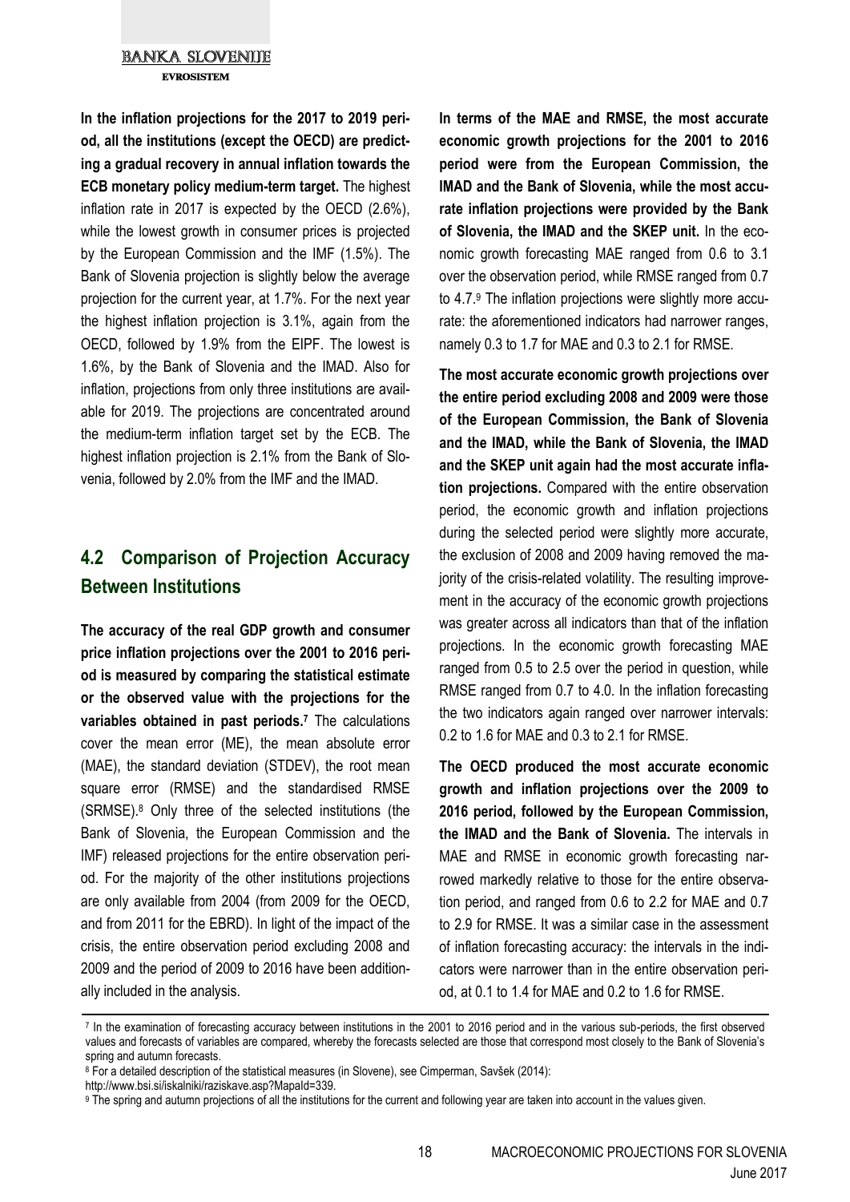**In the inflation projections for the 2017 to 2019 period, all the institutions (except the OECD) are predicting a gradual recovery in annual inflation towards the ECB monetary policy medium-term target.** The highest inflation rate in 2017 is expected by the OECD (2.6%), while the lowest growth in consumer prices is projected by the European Commission and the IMF (1.5%). The Bank of Slovenia projection is slightly below the average projection for the current year, at 1.7%. For the next year the highest inflation projection is 3.1%, again from the OECD, followed by 1.9% from the EIPF. The lowest is 1.6%, by the Bank of Slovenia and the IMAD. Also for inflation, projections from only three institutions are available for 2019. The projections are concentrated around the medium-term inflation target set by the ECB. The highest inflation projection is 2.1% from the Bank of Slovenia, followed by 2.0% from the IMF and the IMAD.

## 4.2 Comparison of Projection Accuracy Between Institutions

**The accuracy of the real GDP growth and consumer price inflation projections over the 2001 to 2016 period is measured by comparing the statistical estimate or the observed value with the projections for the variables obtained in past periods.**[7] The calculations cover the mean error (ME), the mean absolute error (MAE), the standard deviation (STDEV), the root mean square error (RMSE) and the standardised RMSE (SRMSE).[8] Only three of the selected institutions (the Bank of Slovenia, the European Commission and the IMF) released projections for the entire observation period. For the majority of the other institutions projections are only available from 2004 (from 2009 for the OECD, and from 2011 for the EBRD). In light of the impact of the crisis, the entire observation period excluding 2008 and 2009 and the period of 2009 to 2016 have been additionally included in the analysis.

**In terms of the MAE and RMSE, the most accurate economic growth projections for the 2001 to 2016 period were from the European Commission, the IMAD and the Bank of Slovenia, while the most accurate inflation projections were provided by the Bank of Slovenia, the IMAD and the SKEP unit.** In the economic growth forecasting MAE ranged from 0.6 to 3.1 over the observation period, while RMSE ranged from 0.7 to 4.7.[9] The inflation projections were slightly more accurate: the aforementioned indicators had narrower ranges, namely 0.3 to 1.7 for MAE and 0.3 to 2.1 for RMSE.

**The most accurate economic growth projections over the entire period excluding 2008 and 2009 were those of the European Commission, the Bank of Slovenia and the IMAD, while the Bank of Slovenia, the IMAD and the SKEP unit again had the most accurate inflation projections.** Compared with the entire observation period, the economic growth and inflation projections during the selected period were slightly more accurate, the exclusion of 2008 and 2009 having removed the majority of the crisis-related volatility. The resulting improvement in the accuracy of the economic growth projections was greater across all indicators than that of the inflation projections. In the economic growth forecasting MAE ranged from 0.5 to 2.5 over the period in question, while RMSE ranged from 0.7 to 4.0. In the inflation forecasting the two indicators again ranged over narrower intervals: 0.2 to 1.6 for MAE and 0.3 to 2.1 for RMSE.

**The OECD produced the most accurate economic growth and inflation projections over the 2009 to 2016 period, followed by the European Commission, the IMAD and the Bank of Slovenia.** The intervals in MAE and RMSE in economic growth forecasting narrowed markedly relative to those for the entire observation period, and ranged from 0.6 to 2.2 for MAE and 0.7 to 2.9 for RMSE. It was a similar case in the assessment of inflation forecasting accuracy: the intervals in the indicators were narrower than in the entire observation period, at 0.1 to 1.4 for MAE and 0.2 to 1.6 for RMSE.

---

[7] In the examination of forecasting accuracy between institutions in the 2001 to 2016 period and in the various sub-periods, the first observed values and forecasts of variables are compared, whereby the forecasts selected are those that correspond most closely to the Bank of Slovenia's spring and autumn forecasts.

[8] For a detailed description of the statistical measures (in Slovene), see Cimperman, Savšek (2014): http://www.bsi.si/iskalniki/raziskave.asp?MapaId=339.

[9] The spring and autumn projections of all the institutions for the current and following year are taken into account in the values given.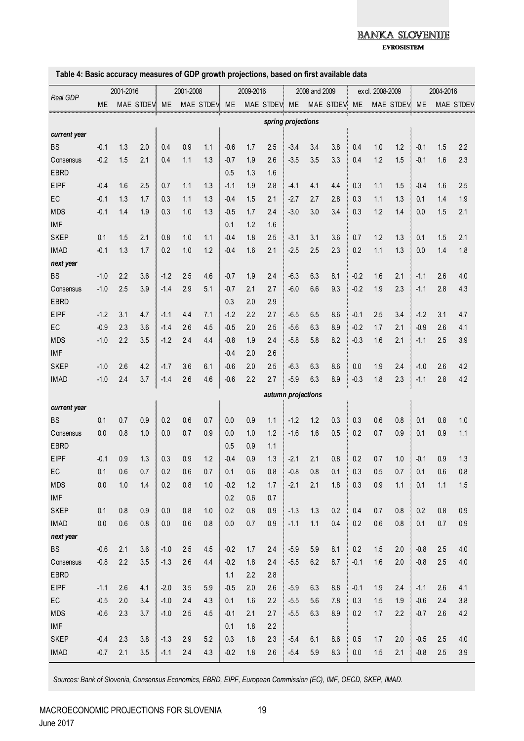**Table 4: Basic accuracy measures of GDP growth projections, based on first available data**

| Real GDP | 2001-2016 | | | 2001-2008 | | | 2009-2016 | | | 2008 and 2009 | | | excl. 2008-2009 | | | 2004-2016 | | |
|---|---|---|---|---|---|---|---|---|---|---|---|---|---|---|---|---|---|---|
| | ME | MAE | STDEV | ME | MAE | STDEV | ME | MAE | STDEV | ME | MAE | STDEV | ME | MAE | STDEV | ME | MAE | STDEV |
| | | | | | | | | | *spring projections* | | | | | | | | | |
| ***current year*** | | | | | | | | | | | | | | | | | | |
| BS | -0.1 | 1.3 | 2.0 | 0.4 | 0.9 | 1.1 | -0.6 | 1.7 | 2.5 | -3.4 | 3.4 | 3.8 | 0.4 | 1.0 | 1.2 | -0.1 | 1.5 | 2.2 |
| Consensus | -0.2 | 1.5 | 2.1 | 0.4 | 1.1 | 1.3 | -0.7 | 1.9 | 2.6 | -3.5 | 3.5 | 3.3 | 0.4 | 1.2 | 1.5 | -0.1 | 1.6 | 2.3 |
| EBRD | | | | | | | 0.5 | 1.3 | 1.6 | | | | | | | | | |
| EIPF | -0.4 | 1.6 | 2.5 | 0.7 | 1.1 | 1.3 | -1.1 | 1.9 | 2.8 | -4.1 | 4.1 | 4.4 | 0.3 | 1.1 | 1.5 | -0.4 | 1.6 | 2.5 |
| EC | -0.1 | 1.3 | 1.7 | 0.3 | 1.1 | 1.3 | -0.4 | 1.5 | 2.1 | -2.7 | 2.7 | 2.8 | 0.3 | 1.1 | 1.3 | 0.1 | 1.4 | 1.9 |
| MDS | -0.1 | 1.4 | 1.9 | 0.3 | 1.0 | 1.3 | -0.5 | 1.7 | 2.4 | -3.0 | 3.0 | 3.4 | 0.3 | 1.2 | 1.4 | 0.0 | 1.5 | 2.1 |
| IMF | | | | | | | 0.1 | 1.2 | 1.6 | | | | | | | | | |
| SKEP | 0.1 | 1.5 | 2.1 | 0.8 | 1.0 | 1.1 | -0.4 | 1.8 | 2.5 | -3.1 | 3.1 | 3.6 | 0.7 | 1.2 | 1.3 | 0.1 | 1.5 | 2.1 |
| IMAD | -0.1 | 1.3 | 1.7 | 0.2 | 1.0 | 1.2 | -0.4 | 1.6 | 2.1 | -2.5 | 2.5 | 2.3 | 0.2 | 1.1 | 1.3 | 0.0 | 1.4 | 1.8 |
| ***next year*** | | | | | | | | | | | | | | | | | | |
| BS | -1.0 | 2.2 | 3.6 | -1.2 | 2.5 | 4.6 | -0.7 | 1.9 | 2.4 | -6.3 | 6.3 | 8.1 | -0.2 | 1.6 | 2.1 | -1.1 | 2.6 | 4.0 |
| Consensus | -1.0 | 2.5 | 3.9 | -1.4 | 2.9 | 5.1 | -0.7 | 2.1 | 2.7 | -6.0 | 6.6 | 9.3 | -0.2 | 1.9 | 2.3 | -1.1 | 2.8 | 4.3 |
| EBRD | | | | | | | 0.3 | 2.0 | 2.9 | | | | | | | | | |
| EIPF | -1.2 | 3.1 | 4.7 | -1.1 | 4.4 | 7.1 | -1.2 | 2.2 | 2.7 | -6.5 | 6.5 | 8.6 | -0.1 | 2.5 | 3.4 | -1.2 | 3.1 | 4.7 |
| EC | -0.9 | 2.3 | 3.6 | -1.4 | 2.6 | 4.5 | -0.5 | 2.0 | 2.5 | -5.6 | 6.3 | 8.9 | -0.2 | 1.7 | 2.1 | -0.9 | 2.6 | 4.1 |
| MDS | -1.0 | 2.2 | 3.5 | -1.2 | 2.4 | 4.4 | -0.8 | 1.9 | 2.4 | -5.8 | 5.8 | 8.2 | -0.3 | 1.6 | 2.1 | -1.1 | 2.5 | 3.9 |
| IMF | | | | | | | -0.4 | 2.0 | 2.6 | | | | | | | | | |
| SKEP | -1.0 | 2.6 | 4.2 | -1.7 | 3.6 | 6.1 | -0.6 | 2.0 | 2.5 | -6.3 | 6.3 | 8.6 | 0.0 | 1.9 | 2.4 | -1.0 | 2.6 | 4.2 |
| IMAD | -1.0 | 2.4 | 3.7 | -1.4 | 2.6 | 4.6 | -0.6 | 2.2 | 2.7 | -5.9 | 6.3 | 8.9 | -0.3 | 1.8 | 2.3 | -1.1 | 2.8 | 4.2 |
| | | | | | | | | | *autumn projections* | | | | | | | | | |
| ***current year*** | | | | | | | | | | | | | | | | | | |
| BS | 0.1 | 0.7 | 0.9 | 0.2 | 0.6 | 0.7 | 0.0 | 0.9 | 1.1 | -1.2 | 1.2 | 0.3 | 0.3 | 0.6 | 0.8 | 0.1 | 0.8 | 1.0 |
| Consensus | 0.0 | 0.8 | 1.0 | 0.0 | 0.7 | 0.9 | 0.0 | 1.0 | 1.2 | -1.6 | 1.6 | 0.5 | 0.2 | 0.7 | 0.9 | 0.1 | 0.9 | 1.1 |
| EBRD | | | | | | | 0.5 | 0.9 | 1.1 | | | | | | | | | |
| EIPF | -0.1 | 0.9 | 1.3 | 0.3 | 0.9 | 1.2 | -0.4 | 0.9 | 1.3 | -2.1 | 2.1 | 0.8 | 0.2 | 0.7 | 1.0 | -0.1 | 0.9 | 1.3 |
| EC | 0.1 | 0.6 | 0.7 | 0.2 | 0.6 | 0.7 | 0.1 | 0.6 | 0.8 | -0.8 | 0.8 | 0.1 | 0.3 | 0.5 | 0.7 | 0.1 | 0.6 | 0.8 |
| MDS | 0.0 | 1.0 | 1.4 | 0.2 | 0.8 | 1.0 | -0.2 | 1.2 | 1.7 | -2.1 | 2.1 | 1.8 | 0.3 | 0.9 | 1.1 | 0.1 | 1.1 | 1.5 |
| IMF | | | | | | | 0.2 | 0.6 | 0.7 | | | | | | | | | |
| SKEP | 0.1 | 0.8 | 0.9 | 0.0 | 0.8 | 1.0 | 0.2 | 0.8 | 0.9 | -1.3 | 1.3 | 0.2 | 0.4 | 0.7 | 0.8 | 0.2 | 0.8 | 0.9 |
| IMAD | 0.0 | 0.6 | 0.8 | 0.0 | 0.6 | 0.8 | 0.0 | 0.7 | 0.9 | -1.1 | 1.1 | 0.4 | 0.2 | 0.6 | 0.8 | 0.1 | 0.7 | 0.9 |
| ***next year*** | | | | | | | | | | | | | | | | | | |
| BS | -0.6 | 2.1 | 3.6 | -1.0 | 2.5 | 4.5 | -0.2 | 1.7 | 2.4 | -5.9 | 5.9 | 8.1 | 0.2 | 1.5 | 2.0 | -0.8 | 2.5 | 4.0 |
| Consensus | -0.8 | 2.2 | 3.5 | -1.3 | 2.6 | 4.4 | -0.2 | 1.8 | 2.4 | -5.5 | 6.2 | 8.7 | -0.1 | 1.6 | 2.0 | -0.8 | 2.5 | 4.0 |
| EBRD | | | | | | | 1.1 | 2.2 | 2.8 | | | | | | | | | |
| EIPF | -1.1 | 2.6 | 4.1 | -2.0 | 3.5 | 5.9 | -0.5 | 2.0 | 2.6 | -5.9 | 6.3 | 8.8 | -0.1 | 1.9 | 2.4 | -1.1 | 2.6 | 4.1 |
| EC | -0.5 | 2.0 | 3.4 | -1.0 | 2.4 | 4.3 | 0.1 | 1.6 | 2.2 | -5.5 | 5.6 | 7.8 | 0.3 | 1.5 | 1.9 | -0.6 | 2.4 | 3.8 |
| MDS | -0.6 | 2.3 | 3.7 | -1.0 | 2.5 | 4.5 | -0.1 | 2.1 | 2.7 | -5.5 | 6.3 | 8.9 | 0.2 | 1.7 | 2.2 | -0.7 | 2.6 | 4.2 |
| IMF | | | | | | | 0.1 | 1.8 | 2.2 | | | | | | | | | |
| SKEP | -0.4 | 2.3 | 3.8 | -1.3 | 2.9 | 5.2 | 0.3 | 1.8 | 2.3 | -5.4 | 6.1 | 8.6 | 0.5 | 1.7 | 2.0 | -0.5 | 2.5 | 4.0 |
| IMAD | -0.7 | 2.1 | 3.5 | -1.1 | 2.4 | 4.3 | -0.2 | 1.8 | 2.6 | -5.4 | 5.9 | 8.3 | 0.0 | 1.5 | 2.1 | -0.8 | 2.5 | 3.9 |

*Sources: Bank of Slovenia, Consensus Economics, EBRD, EIPF, European Commission (EC), IMF, OECD, SKEP, IMAD.*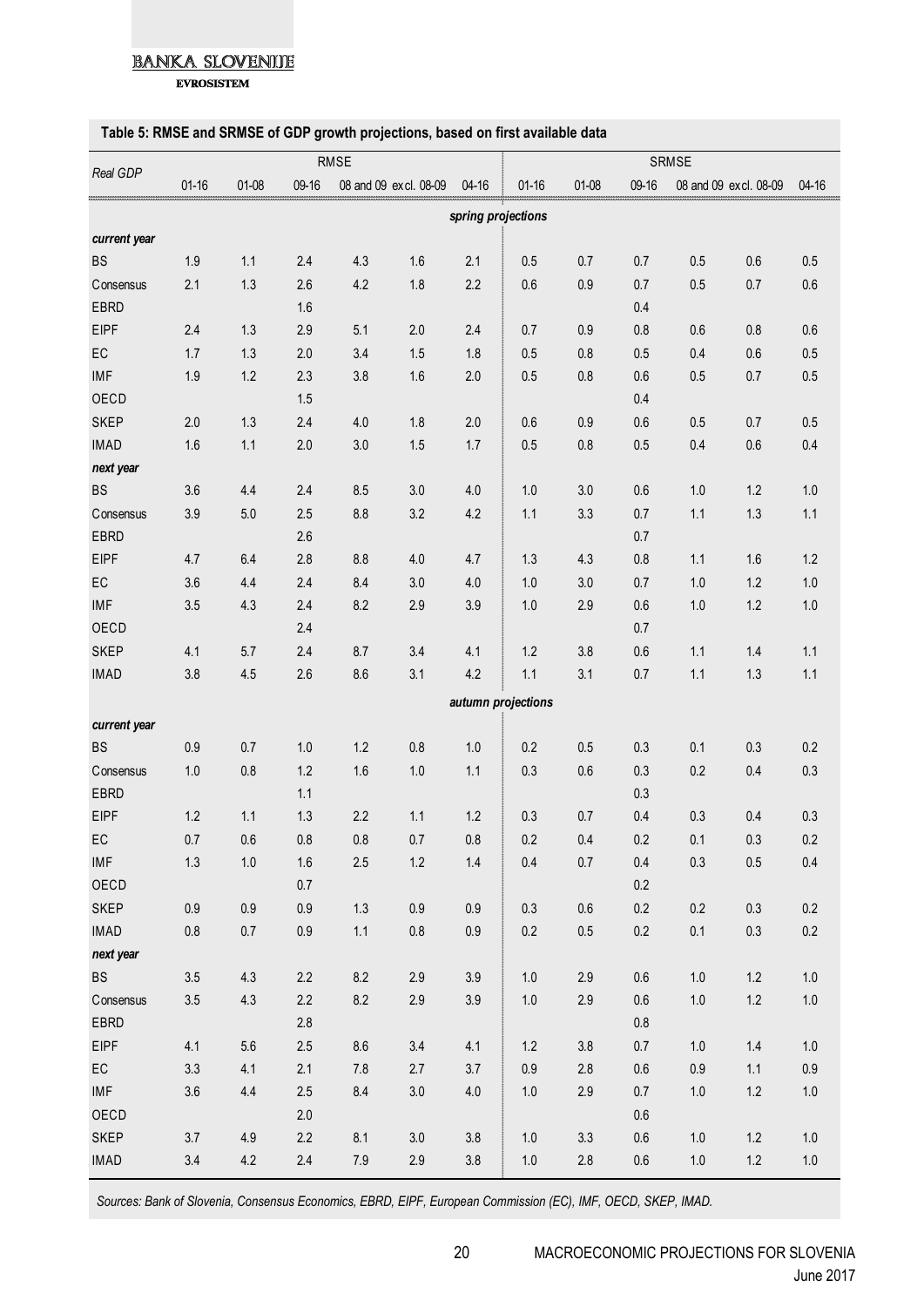**Table 5: RMSE and SRMSE of GDP growth projections, based on first available data**

| Real GDP | RMSE | | | | | | SRMSE | | | | | |
|---|---|---|---|---|---|---|---|---|---|---|---|---|
| | 01-16 | 01-08 | 09-16 | 08 and 09 | excl. 08-09 | 04-16 | 01-16 | 01-08 | 09-16 | 08 and 09 | excl. 08-09 | 04-16 |
| | | | | | | *spring projections* | | | | | | |
| ***current year*** | | | | | | | | | | | | |
| BS | 1.9 | 1.1 | 2.4 | 4.3 | 1.6 | 2.1 | 0.5 | 0.7 | 0.7 | 0.5 | 0.6 | 0.5 |
| Consensus | 2.1 | 1.3 | 2.6 | 4.2 | 1.8 | 2.2 | 0.6 | 0.9 | 0.7 | 0.5 | 0.7 | 0.6 |
| EBRD | | | 1.6 | | | | | | 0.4 | | | |
| EIPF | 2.4 | 1.3 | 2.9 | 5.1 | 2.0 | 2.4 | 0.7 | 0.9 | 0.8 | 0.6 | 0.8 | 0.6 |
| EC | 1.7 | 1.3 | 2.0 | 3.4 | 1.5 | 1.8 | 0.5 | 0.8 | 0.5 | 0.4 | 0.6 | 0.5 |
| IMF | 1.9 | 1.2 | 2.3 | 3.8 | 1.6 | 2.0 | 0.5 | 0.8 | 0.6 | 0.5 | 0.7 | 0.5 |
| OECD | | | 1.5 | | | | | | 0.4 | | | |
| SKEP | 2.0 | 1.3 | 2.4 | 4.0 | 1.8 | 2.0 | 0.6 | 0.9 | 0.6 | 0.5 | 0.7 | 0.5 |
| IMAD | 1.6 | 1.1 | 2.0 | 3.0 | 1.5 | 1.7 | 0.5 | 0.8 | 0.5 | 0.4 | 0.6 | 0.4 |
| ***next year*** | | | | | | | | | | | | |
| BS | 3.6 | 4.4 | 2.4 | 8.5 | 3.0 | 4.0 | 1.0 | 3.0 | 0.6 | 1.0 | 1.2 | 1.0 |
| Consensus | 3.9 | 5.0 | 2.5 | 8.8 | 3.2 | 4.2 | 1.1 | 3.3 | 0.7 | 1.1 | 1.3 | 1.1 |
| EBRD | | | 2.6 | | | | | | 0.7 | | | |
| EIPF | 4.7 | 6.4 | 2.8 | 8.8 | 4.0 | 4.7 | 1.3 | 4.3 | 0.8 | 1.1 | 1.6 | 1.2 |
| EC | 3.6 | 4.4 | 2.4 | 8.4 | 3.0 | 4.0 | 1.0 | 3.0 | 0.7 | 1.0 | 1.2 | 1.0 |
| IMF | 3.5 | 4.3 | 2.4 | 8.2 | 2.9 | 3.9 | 1.0 | 2.9 | 0.6 | 1.0 | 1.2 | 1.0 |
| OECD | | | 2.4 | | | | | | 0.7 | | | |
| SKEP | 4.1 | 5.7 | 2.4 | 8.7 | 3.4 | 4.1 | 1.2 | 3.8 | 0.6 | 1.1 | 1.4 | 1.1 |
| IMAD | 3.8 | 4.5 | 2.6 | 8.6 | 3.1 | 4.2 | 1.1 | 3.1 | 0.7 | 1.1 | 1.3 | 1.1 |
| | | | | | | *autumn projections* | | | | | | |
| ***current year*** | | | | | | | | | | | | |
| BS | 0.9 | 0.7 | 1.0 | 1.2 | 0.8 | 1.0 | 0.2 | 0.5 | 0.3 | 0.1 | 0.3 | 0.2 |
| Consensus | 1.0 | 0.8 | 1.2 | 1.6 | 1.0 | 1.1 | 0.3 | 0.6 | 0.3 | 0.2 | 0.4 | 0.3 |
| EBRD | | | 1.1 | | | | | | 0.3 | | | |
| EIPF | 1.2 | 1.1 | 1.3 | 2.2 | 1.1 | 1.2 | 0.3 | 0.7 | 0.4 | 0.3 | 0.4 | 0.3 |
| EC | 0.7 | 0.6 | 0.8 | 0.8 | 0.7 | 0.8 | 0.2 | 0.4 | 0.2 | 0.1 | 0.3 | 0.2 |
| IMF | 1.3 | 1.0 | 1.6 | 2.5 | 1.2 | 1.4 | 0.4 | 0.7 | 0.4 | 0.3 | 0.5 | 0.4 |
| OECD | | | 0.7 | | | | | | 0.2 | | | |
| SKEP | 0.9 | 0.9 | 0.9 | 1.3 | 0.9 | 0.9 | 0.3 | 0.6 | 0.2 | 0.2 | 0.3 | 0.2 |
| IMAD | 0.8 | 0.7 | 0.9 | 1.1 | 0.8 | 0.9 | 0.2 | 0.5 | 0.2 | 0.1 | 0.3 | 0.2 |
| ***next year*** | | | | | | | | | | | | |
| BS | 3.5 | 4.3 | 2.2 | 8.2 | 2.9 | 3.9 | 1.0 | 2.9 | 0.6 | 1.0 | 1.2 | 1.0 |
| Consensus | 3.5 | 4.3 | 2.2 | 8.2 | 2.9 | 3.9 | 1.0 | 2.9 | 0.6 | 1.0 | 1.2 | 1.0 |
| EBRD | | | 2.8 | | | | | | 0.8 | | | |
| EIPF | 4.1 | 5.6 | 2.5 | 8.6 | 3.4 | 4.1 | 1.2 | 3.8 | 0.7 | 1.0 | 1.4 | 1.0 |
| EC | 3.3 | 4.1 | 2.1 | 7.8 | 2.7 | 3.7 | 0.9 | 2.8 | 0.6 | 0.9 | 1.1 | 0.9 |
| IMF | 3.6 | 4.4 | 2.5 | 8.4 | 3.0 | 4.0 | 1.0 | 2.9 | 0.7 | 1.0 | 1.2 | 1.0 |
| OECD | | | 2.0 | | | | | | 0.6 | | | |
| SKEP | 3.7 | 4.9 | 2.2 | 8.1 | 3.0 | 3.8 | 1.0 | 3.3 | 0.6 | 1.0 | 1.2 | 1.0 |
| IMAD | 3.4 | 4.2 | 2.4 | 7.9 | 2.9 | 3.8 | 1.0 | 2.8 | 0.6 | 1.0 | 1.2 | 1.0 |

*Sources: Bank of Slovenia, Consensus Economics, EBRD, EIPF, European Commission (EC), IMF, OECD, SKEP, IMAD.*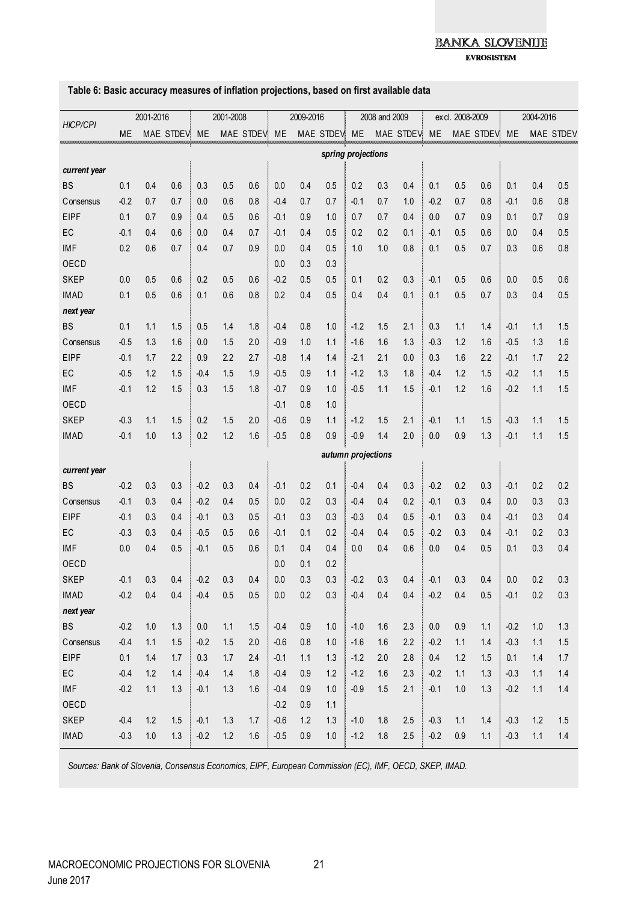**Table 6: Basic accuracy measures of inflation projections, based on first available data**

| HICP/CPI | 2001-2016 | | | 2001-2008 | | | 2009-2016 | | | 2008 and 2009 | | | excl. 2008-2009 | | | 2004-2016 | | |
|---|---|---|---|---|---|---|---|---|---|---|---|---|---|---|---|---|---|---|
| | ME | MAE | STDEV | ME | MAE | STDEV | ME | MAE | STDEV | ME | MAE | STDEV | ME | MAE | STDEV | ME | MAE | STDEV |
| | | | | | | | | | | *spring projections* | | | | | | | | |
| ***current year*** | | | | | | | | | | | | | | | | | | |
| BS | 0.1 | 0.4 | 0.6 | 0.3 | 0.5 | 0.6 | 0.0 | 0.4 | 0.5 | 0.2 | 0.3 | 0.4 | 0.1 | 0.5 | 0.6 | 0.1 | 0.4 | 0.5 |
| Consensus | -0.2 | 0.7 | 0.7 | 0.0 | 0.6 | 0.8 | -0.4 | 0.7 | 0.7 | -0.1 | 0.7 | 1.0 | -0.2 | 0.7 | 0.8 | -0.1 | 0.6 | 0.8 |
| EIPF | 0.1 | 0.7 | 0.9 | 0.4 | 0.5 | 0.6 | -0.1 | 0.9 | 1.0 | 0.7 | 0.7 | 0.4 | 0.0 | 0.7 | 0.9 | 0.1 | 0.7 | 0.9 |
| EC | -0.1 | 0.4 | 0.6 | 0.0 | 0.4 | 0.7 | -0.1 | 0.4 | 0.5 | 0.2 | 0.2 | 0.1 | -0.1 | 0.5 | 0.6 | 0.0 | 0.4 | 0.5 |
| IMF | 0.2 | 0.6 | 0.7 | 0.4 | 0.7 | 0.9 | 0.0 | 0.4 | 0.5 | 1.0 | 1.0 | 0.8 | 0.1 | 0.5 | 0.7 | 0.3 | 0.6 | 0.8 |
| OECD | | | | | | | 0.0 | 0.3 | 0.3 | | | | | | | | | |
| SKEP | 0.0 | 0.5 | 0.6 | 0.2 | 0.5 | 0.6 | -0.2 | 0.5 | 0.5 | 0.1 | 0.2 | 0.3 | -0.1 | 0.5 | 0.6 | 0.0 | 0.5 | 0.6 |
| IMAD | 0.1 | 0.5 | 0.6 | 0.1 | 0.6 | 0.8 | 0.2 | 0.4 | 0.5 | 0.4 | 0.4 | 0.1 | 0.1 | 0.5 | 0.7 | 0.3 | 0.4 | 0.5 |
| ***next year*** | | | | | | | | | | | | | | | | | | |
| BS | 0.1 | 1.1 | 1.5 | 0.5 | 1.4 | 1.8 | -0.4 | 0.8 | 1.0 | -1.2 | 1.5 | 2.1 | 0.3 | 1.1 | 1.4 | -0.1 | 1.1 | 1.5 |
| Consensus | -0.5 | 1.3 | 1.6 | 0.0 | 1.5 | 2.0 | -0.9 | 1.0 | 1.1 | -1.6 | 1.6 | 1.3 | -0.3 | 1.2 | 1.6 | -0.5 | 1.3 | 1.6 |
| EIPF | -0.1 | 1.7 | 2.2 | 0.9 | 2.2 | 2.7 | -0.8 | 1.4 | 1.4 | -2.1 | 2.1 | 0.0 | 0.3 | 1.6 | 2.2 | -0.1 | 1.7 | 2.2 |
| EC | -0.5 | 1.2 | 1.5 | -0.4 | 1.5 | 1.9 | -0.5 | 0.9 | 1.1 | -1.2 | 1.3 | 1.8 | -0.4 | 1.2 | 1.5 | -0.2 | 1.1 | 1.5 |
| IMF | -0.1 | 1.2 | 1.5 | 0.3 | 1.5 | 1.8 | -0.7 | 0.9 | 1.0 | -0.5 | 1.1 | 1.5 | -0.1 | 1.2 | 1.6 | -0.2 | 1.1 | 1.5 |
| OECD | | | | | | | -0.1 | 0.8 | 1.0 | | | | | | | | | |
| SKEP | -0.3 | 1.1 | 1.5 | 0.2 | 1.5 | 2.0 | -0.6 | 0.9 | 1.1 | -1.2 | 1.5 | 2.1 | -0.1 | 1.1 | 1.5 | -0.3 | 1.1 | 1.5 |
| IMAD | -0.1 | 1.0 | 1.3 | 0.2 | 1.2 | 1.6 | -0.5 | 0.8 | 0.9 | -0.9 | 1.4 | 2.0 | 0.0 | 0.9 | 1.3 | -0.1 | 1.1 | 1.5 |
| | | | | | | | | | | *autumn projections* | | | | | | | | |
| ***current year*** | | | | | | | | | | | | | | | | | | |
| BS | -0.2 | 0.3 | 0.3 | -0.2 | 0.3 | 0.4 | -0.1 | 0.2 | 0.1 | -0.4 | 0.4 | 0.3 | -0.2 | 0.2 | 0.3 | -0.1 | 0.2 | 0.2 |
| Consensus | -0.1 | 0.3 | 0.4 | -0.2 | 0.4 | 0.5 | 0.0 | 0.2 | 0.3 | -0.4 | 0.4 | 0.2 | -0.1 | 0.3 | 0.4 | 0.0 | 0.3 | 0.3 |
| EIPF | -0.1 | 0.3 | 0.4 | -0.1 | 0.3 | 0.5 | -0.1 | 0.3 | 0.3 | -0.3 | 0.4 | 0.5 | -0.1 | 0.3 | 0.4 | -0.1 | 0.3 | 0.4 |
| EC | -0.3 | 0.3 | 0.4 | -0.5 | 0.5 | 0.6 | -0.1 | 0.1 | 0.2 | -0.4 | 0.4 | 0.5 | -0.2 | 0.3 | 0.4 | -0.1 | 0.2 | 0.3 |
| IMF | 0.0 | 0.4 | 0.5 | -0.1 | 0.5 | 0.6 | 0.1 | 0.4 | 0.4 | 0.0 | 0.4 | 0.6 | 0.0 | 0.4 | 0.5 | 0.1 | 0.3 | 0.4 |
| OECD | | | | | | | 0.0 | 0.1 | 0.2 | | | | | | | | | |
| SKEP | -0.1 | 0.3 | 0.4 | -0.2 | 0.3 | 0.4 | 0.0 | 0.3 | 0.3 | -0.2 | 0.3 | 0.4 | -0.1 | 0.3 | 0.4 | 0.0 | 0.2 | 0.3 |
| IMAD | -0.2 | 0.4 | 0.4 | -0.4 | 0.5 | 0.5 | 0.0 | 0.2 | 0.3 | -0.4 | 0.4 | 0.4 | -0.2 | 0.4 | 0.5 | -0.1 | 0.2 | 0.3 |
| ***next year*** | | | | | | | | | | | | | | | | | | |
| BS | -0.2 | 1.0 | 1.3 | 0.0 | 1.1 | 1.5 | -0.4 | 0.9 | 1.0 | -1.0 | 1.6 | 2.3 | 0.0 | 0.9 | 1.1 | -0.2 | 1.0 | 1.3 |
| Consensus | -0.4 | 1.1 | 1.5 | -0.2 | 1.5 | 2.0 | -0.6 | 0.8 | 1.0 | -1.6 | 1.6 | 2.2 | -0.2 | 1.1 | 1.4 | -0.3 | 1.1 | 1.5 |
| EIPF | 0.1 | 1.4 | 1.7 | 0.3 | 1.7 | 2.4 | -0.1 | 1.1 | 1.3 | -1.2 | 2.0 | 2.8 | 0.4 | 1.2 | 1.5 | 0.1 | 1.4 | 1.7 |
| EC | -0.4 | 1.2 | 1.4 | -0.4 | 1.4 | 1.8 | -0.4 | 0.9 | 1.2 | -1.2 | 1.6 | 2.3 | -0.2 | 1.1 | 1.3 | -0.3 | 1.1 | 1.4 |
| IMF | -0.2 | 1.1 | 1.3 | -0.1 | 1.3 | 1.6 | -0.4 | 0.9 | 1.0 | -0.9 | 1.5 | 2.1 | -0.1 | 1.0 | 1.3 | -0.2 | 1.1 | 1.4 |
| OECD | | | | | | | -0.2 | 0.9 | 1.1 | | | | | | | | | |
| SKEP | -0.4 | 1.2 | 1.5 | -0.1 | 1.3 | 1.7 | -0.6 | 1.2 | 1.3 | -1.0 | 1.8 | 2.5 | -0.3 | 1.1 | 1.4 | -0.3 | 1.2 | 1.5 |
| IMAD | -0.3 | 1.0 | 1.3 | -0.2 | 1.2 | 1.6 | -0.5 | 0.9 | 1.0 | -1.2 | 1.8 | 2.5 | -0.2 | 0.9 | 1.1 | -0.3 | 1.1 | 1.4 |

*Sources: Bank of Slovenia, Consensus Economics, EIPF, European Commission (EC), IMF, OECD, SKEP, IMAD.*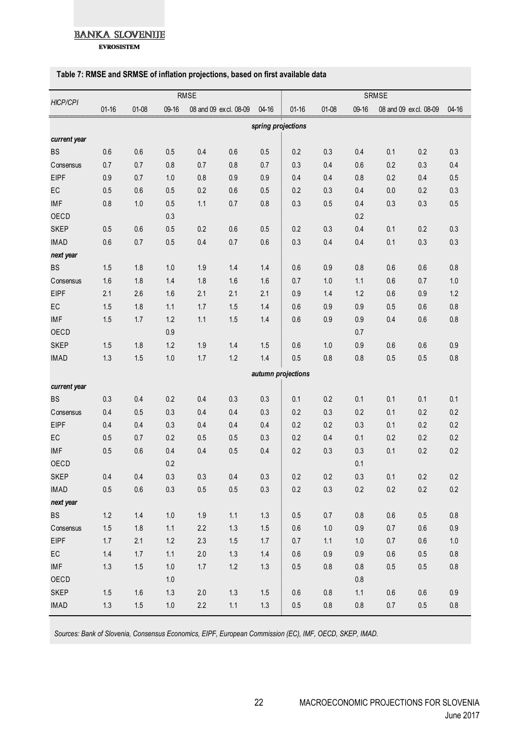**Table 7: RMSE and SRMSE of inflation projections, based on first available data**

| HICP/CPI | RMSE | | | | | | SRMSE | | | | | |
|---|---|---|---|---|---|---|---|---|---|---|---|---|
| | 01-16 | 01-08 | 09-16 | 08 and 09 | excl. 08-09 | 04-16 | 01-16 | 01-08 | 09-16 | 08 and 09 | excl. 08-09 | 04-16 |
| *spring projections* | | | | | | | | | | | | |
| ***current year*** | | | | | | | | | | | | |
| BS | 0.6 | 0.6 | 0.5 | 0.4 | 0.6 | 0.5 | 0.2 | 0.3 | 0.4 | 0.1 | 0.2 | 0.3 |
| Consensus | 0.7 | 0.7 | 0.8 | 0.7 | 0.8 | 0.7 | 0.3 | 0.4 | 0.6 | 0.2 | 0.3 | 0.4 |
| EIPF | 0.9 | 0.7 | 1.0 | 0.8 | 0.9 | 0.9 | 0.4 | 0.4 | 0.8 | 0.2 | 0.4 | 0.5 |
| EC | 0.5 | 0.6 | 0.5 | 0.2 | 0.6 | 0.5 | 0.2 | 0.3 | 0.4 | 0.0 | 0.2 | 0.3 |
| IMF | 0.8 | 1.0 | 0.5 | 1.1 | 0.7 | 0.8 | 0.3 | 0.5 | 0.4 | 0.3 | 0.3 | 0.5 |
| OECD | | | 0.3 | | | | | | 0.2 | | | |
| SKEP | 0.5 | 0.6 | 0.5 | 0.2 | 0.6 | 0.5 | 0.2 | 0.3 | 0.4 | 0.1 | 0.2 | 0.3 |
| IMAD | 0.6 | 0.7 | 0.5 | 0.4 | 0.7 | 0.6 | 0.3 | 0.4 | 0.4 | 0.1 | 0.3 | 0.3 |
| ***next year*** | | | | | | | | | | | | |
| BS | 1.5 | 1.8 | 1.0 | 1.9 | 1.4 | 1.4 | 0.6 | 0.9 | 0.8 | 0.6 | 0.6 | 0.8 |
| Consensus | 1.6 | 1.8 | 1.4 | 1.8 | 1.6 | 1.6 | 0.7 | 1.0 | 1.1 | 0.6 | 0.7 | 1.0 |
| EIPF | 2.1 | 2.6 | 1.6 | 2.1 | 2.1 | 2.1 | 0.9 | 1.4 | 1.2 | 0.6 | 0.9 | 1.2 |
| EC | 1.5 | 1.8 | 1.1 | 1.7 | 1.5 | 1.4 | 0.6 | 0.9 | 0.9 | 0.5 | 0.6 | 0.8 |
| IMF | 1.5 | 1.7 | 1.2 | 1.1 | 1.5 | 1.4 | 0.6 | 0.9 | 0.9 | 0.4 | 0.6 | 0.8 |
| OECD | | | 0.9 | | | | | | 0.7 | | | |
| SKEP | 1.5 | 1.8 | 1.2 | 1.9 | 1.4 | 1.5 | 0.6 | 1.0 | 0.9 | 0.6 | 0.6 | 0.9 |
| IMAD | 1.3 | 1.5 | 1.0 | 1.7 | 1.2 | 1.4 | 0.5 | 0.8 | 0.8 | 0.5 | 0.5 | 0.8 |
| *autumn projections* | | | | | | | | | | | | |
| ***current year*** | | | | | | | | | | | | |
| BS | 0.3 | 0.4 | 0.2 | 0.4 | 0.3 | 0.3 | 0.1 | 0.2 | 0.1 | 0.1 | 0.1 | 0.1 |
| Consensus | 0.4 | 0.5 | 0.3 | 0.4 | 0.4 | 0.3 | 0.2 | 0.3 | 0.2 | 0.1 | 0.2 | 0.2 |
| EIPF | 0.4 | 0.4 | 0.3 | 0.4 | 0.4 | 0.4 | 0.2 | 0.2 | 0.3 | 0.1 | 0.2 | 0.2 |
| EC | 0.5 | 0.7 | 0.2 | 0.5 | 0.5 | 0.3 | 0.2 | 0.4 | 0.1 | 0.2 | 0.2 | 0.2 |
| IMF | 0.5 | 0.6 | 0.4 | 0.4 | 0.5 | 0.4 | 0.2 | 0.3 | 0.3 | 0.1 | 0.2 | 0.2 |
| OECD | | | 0.2 | | | | | | 0.1 | | | |
| SKEP | 0.4 | 0.4 | 0.3 | 0.3 | 0.4 | 0.3 | 0.2 | 0.2 | 0.3 | 0.1 | 0.2 | 0.2 |
| IMAD | 0.5 | 0.6 | 0.3 | 0.5 | 0.5 | 0.3 | 0.2 | 0.3 | 0.2 | 0.2 | 0.2 | 0.2 |
| ***next year*** | | | | | | | | | | | | |
| BS | 1.2 | 1.4 | 1.0 | 1.9 | 1.1 | 1.3 | 0.5 | 0.7 | 0.8 | 0.6 | 0.5 | 0.8 |
| Consensus | 1.5 | 1.8 | 1.1 | 2.2 | 1.3 | 1.5 | 0.6 | 1.0 | 0.9 | 0.7 | 0.6 | 0.9 |
| EIPF | 1.7 | 2.1 | 1.2 | 2.3 | 1.5 | 1.7 | 0.7 | 1.1 | 1.0 | 0.7 | 0.6 | 1.0 |
| EC | 1.4 | 1.7 | 1.1 | 2.0 | 1.3 | 1.4 | 0.6 | 0.9 | 0.9 | 0.6 | 0.5 | 0.8 |
| IMF | 1.3 | 1.5 | 1.0 | 1.7 | 1.2 | 1.3 | 0.5 | 0.8 | 0.8 | 0.5 | 0.5 | 0.8 |
| OECD | | | 1.0 | | | | | | 0.8 | | | |
| SKEP | 1.5 | 1.6 | 1.3 | 2.0 | 1.3 | 1.5 | 0.6 | 0.8 | 1.1 | 0.6 | 0.6 | 0.9 |
| IMAD | 1.3 | 1.5 | 1.0 | 2.2 | 1.1 | 1.3 | 0.5 | 0.8 | 0.8 | 0.7 | 0.5 | 0.8 |

*Sources: Bank of Slovenia, Consensus Economics, EIPF, European Commission (EC), IMF, OECD, SKEP, IMAD.*